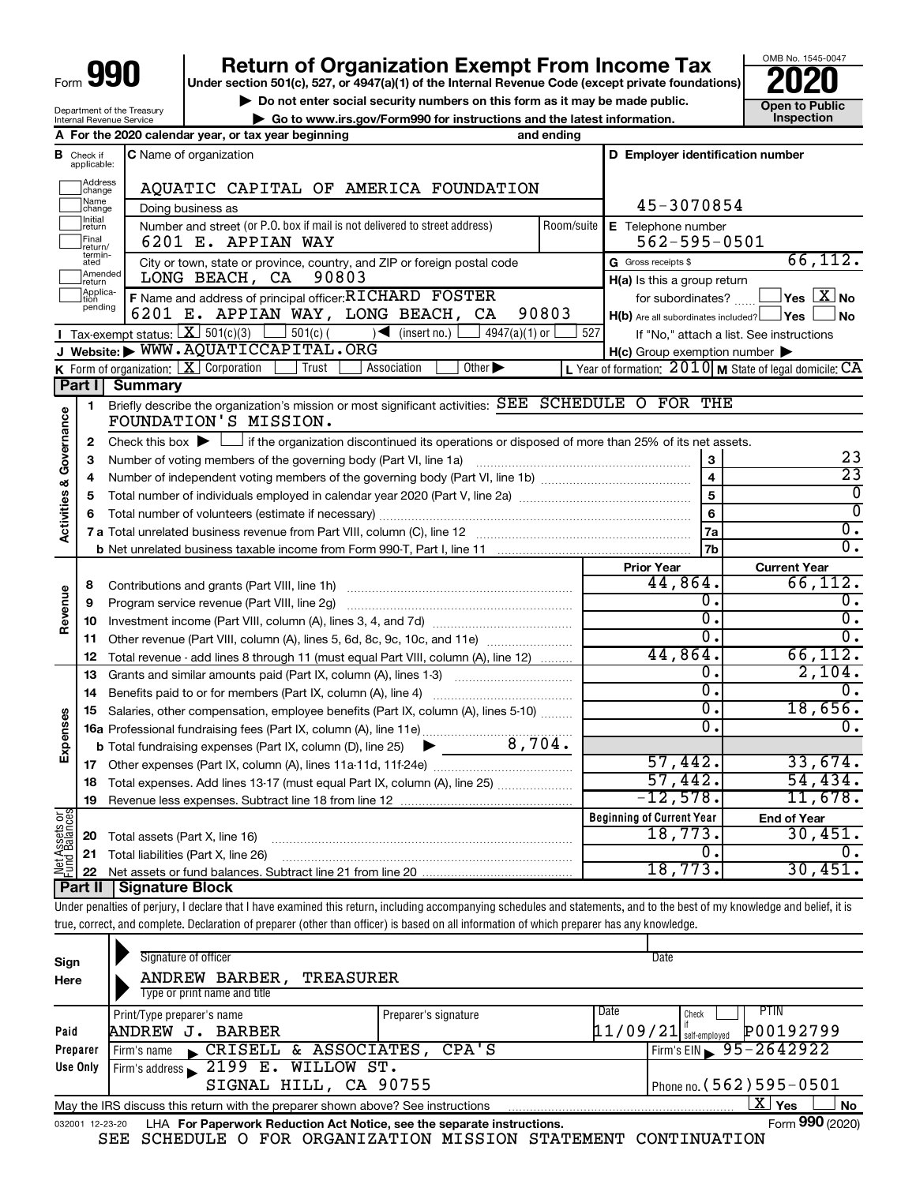# Form 990

## Return of Organization Exempt From Income Tax

**Under section 501(c), 527, or 4947(a)(1) of the Internal Revenue Code (except private foundations)**

▶ Do not enter social security numbers on this form as it may be made public.

▶ Go to www.irs.gov/Form990 for instructions and the latest information.

Department of the Treasury
Internal Revenue Service

OMB No. 1545-0047

**2020**

**Open to Public Inspection**

**A** For the 2020 calendar year, or tax year beginning and ending

**B** Check if applicable: Address change / Name change / Initial return / Final return/terminated / Amended return / Application pending

**C** Name of organization: AQUATIC CAPITAL OF AMERICA FOUNDATION

Doing business as

Number and street (or P.O. box if mail is not delivered to street address) Room/suite: 6201 E. APPIAN WAY

City or town, state or province, country, and ZIP or foreign postal code: LONG BEACH, CA 90803

**D** Employer identification number: 45-3070854

**E** Telephone number: 562-595-0501

**G** Gross receipts $ 66,112.

**F** Name and address of principal officer: RICHARD FOSTER, 6201 E. APPIAN WAY, LONG BEACH, CA 90803

**H(a)** Is this a group return for subordinates? ☐ Yes ☒ No

**H(b)** Are all subordinates included? ☐ Yes ☐ No — If "No," attach a list. See instructions

**H(c)** Group exemption number ▶

**I** Tax-exempt status: ☒ 501(c)(3) ☐ 501(c) ( ) ◀ (insert no.) ☐ 4947(a)(1) or ☐ 527

**J** Website: ▶ WWW.AQUATICCAPITAL.ORG

**K** Form of organization: ☒ Corporation ☐ Trust ☐ Association ☐ Other ▶

**L** Year of formation: 2010 **M** State of legal domicile: CA

## Part I Summary

**Activities & Governance**

1. Briefly describe the organization's mission or most significant activities: SEE SCHEDULE O FOR THE FOUNDATION'S MISSION.
2. Check this box ▶ ☐ if the organization discontinued its operations or disposed of more than 25% of its net assets.

| | | Line | |
|---|---|---|---|
| 3 | Number of voting members of the governing body (Part VI, line 1a) | 3 | 23 |
| 4 | Number of independent voting members of the governing body (Part VI, line 1b) | 4 | 23 |
| 5 | Total number of individuals employed in calendar year 2020 (Part V, line 2a) | 5 | 0 |
| 6 | Total number of volunteers (estimate if necessary) | 6 | 0 |
| 7a | Total unrelated business revenue from Part VIII, column (C), line 12 | 7a | 0. |
| 7b | Net unrelated business taxable income from Form 990-T, Part I, line 11 | 7b | 0. |

| | | Prior Year | Current Year |
|---|---|---|---|
| **Revenue** | | | |
| 8 | Contributions and grants (Part VIII, line 1h) | 44,864. | 66,112. |
| 9 | Program service revenue (Part VIII, line 2g) | 0. | 0. |
| 10 | Investment income (Part VIII, column (A), lines 3, 4, and 7d) | 0. | 0. |
| 11 | Other revenue (Part VIII, column (A), lines 5, 6d, 8c, 9c, 10c, and 11e) | 0. | 0. |
| 12 | Total revenue - add lines 8 through 11 (must equal Part VIII, column (A), line 12) | 44,864. | 66,112. |
| **Expenses** | | | |
| 13 | Grants and similar amounts paid (Part IX, column (A), lines 1-3) | 0. | 2,104. |
| 14 | Benefits paid to or for members (Part IX, column (A), line 4) | 0. | 0. |
| 15 | Salaries, other compensation, employee benefits (Part IX, column (A), lines 5-10) | 0. | 18,656. |
| 16a | Professional fundraising fees (Part IX, column (A), line 11e) | 0. | 0. |
| b | Total fundraising expenses (Part IX, column (D), line 25) ▶ 8,704. | | |
| 17 | Other expenses (Part IX, column (A), lines 11a-11d, 11f-24e) | 57,442. | 33,674. |
| 18 | Total expenses. Add lines 13-17 (must equal Part IX, column (A), line 25) | 57,442. | 54,434. |
| 19 | Revenue less expenses. Subtract line 18 from line 12 | -12,578. | 11,678. |

| **Net Assets or Fund Balances** | | Beginning of Current Year | End of Year |
|---|---|---|---|
| 20 | Total assets (Part X, line 16) | 18,773. | 30,451. |
| 21 | Total liabilities (Part X, line 26) | 0. | 0. |
| 22 | Net assets or fund balances. Subtract line 21 from line 20 | 18,773. | 30,451. |

## Part II Signature Block

Under penalties of perjury, I declare that I have examined this return, including accompanying schedules and statements, and to the best of my knowledge and belief, it is true, correct, and complete. Declaration of preparer (other than officer) is based on all information of which preparer has any knowledge.

**Sign Here**

Signature of officer — Date

ANDREW BARBER, TREASURER
Type or print name and title

**Paid Preparer Use Only**

| Print/Type preparer's name | Preparer's signature | Date | Check ☐ if self-employed | PTIN |
|---|---|---|---|---|
| ANDREW J. BARBER | | 11/09/21 | | P00192799 |

Firm's name ▶ CRISELL & ASSOCIATES, CPA'S — Firm's EIN ▶ 95-2642922

Firm's address ▶ 2199 E. WILLOW ST., SIGNAL HILL, CA 90755 — Phone no. (562)595-0501

May the IRS discuss this return with the preparer shown above? See instructions ☒ Yes ☐ No

032001 12-23-20 LHA For Paperwork Reduction Act Notice, see the separate instructions. Form **990** (2020)

SEE SCHEDULE O FOR ORGANIZATION MISSION STATEMENT CONTINUATION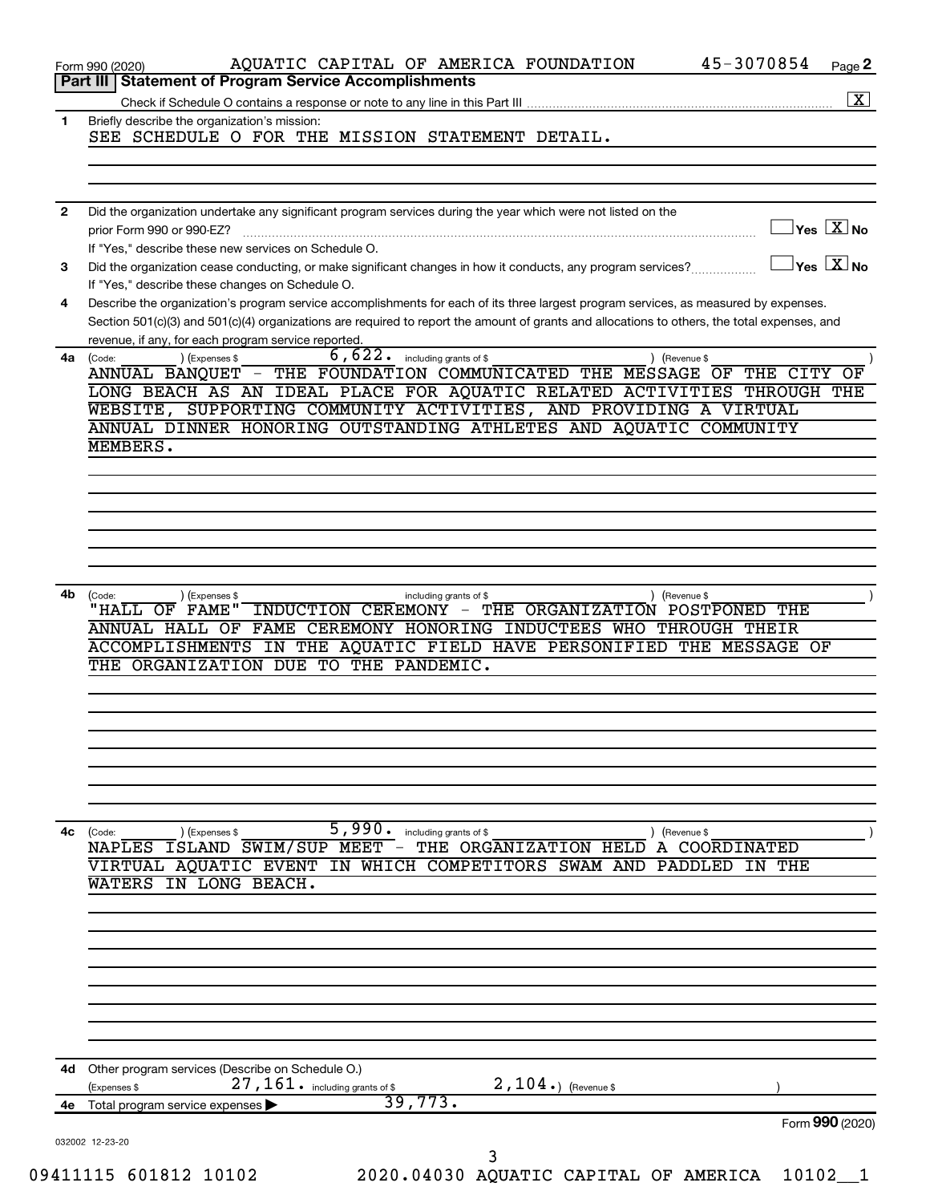Form 990 (2020) AQUATIC CAPITAL OF AMERICA FOUNDATION 45-3070854 Page 2

## Part III Statement of Program Service Accomplishments

Check if Schedule O contains a response or note to any line in this Part III ... [X]

**1** Briefly describe the organization's mission:

SEE SCHEDULE O FOR THE MISSION STATEMENT DETAIL.

**2** Did the organization undertake any significant program services during the year which were not listed on the prior Form 990 or 990-EZ? ... [ ] Yes [X] No

If "Yes," describe these new services on Schedule O.

**3** Did the organization cease conducting, or make significant changes in how it conducts, any program services? ... [ ] Yes [X] No

If "Yes," describe these changes on Schedule O.

**4** Describe the organization's program service accomplishments for each of its three largest program services, as measured by expenses. Section 501(c)(3) and 501(c)(4) organizations are required to report the amount of grants and allocations to others, the total expenses, and revenue, if any, for each program service reported.

**4a** (Code: ) (Expenses $ 6,622. including grants of $ ) (Revenue $ )

ANNUAL BANQUET - THE FOUNDATION COMMUNICATED THE MESSAGE OF THE CITY OF LONG BEACH AS AN IDEAL PLACE FOR AQUATIC RELATED ACTIVITIES THROUGH THE WEBSITE, SUPPORTING COMMUNITY ACTIVITIES, AND PROVIDING A VIRTUAL ANNUAL DINNER HONORING OUTSTANDING ATHLETES AND AQUATIC COMMUNITY MEMBERS.

**4b** (Code: ) (Expenses $ including grants of $ ) (Revenue $ )

"HALL OF FAME" INDUCTION CEREMONY - THE ORGANIZATION POSTPONED THE ANNUAL HALL OF FAME CEREMONY HONORING INDUCTEES WHO THROUGH THEIR ACCOMPLISHMENTS IN THE AQUATIC FIELD HAVE PERSONIFIED THE MESSAGE OF THE ORGANIZATION DUE TO THE PANDEMIC.

**4c** (Code: ) (Expenses $ 5,990. including grants of $ ) (Revenue $ )

NAPLES ISLAND SWIM/SUP MEET - THE ORGANIZATION HELD A COORDINATED VIRTUAL AQUATIC EVENT IN WHICH COMPETITORS SWAM AND PADDLED IN THE WATERS IN LONG BEACH.

**4d** Other program services (Describe on Schedule O.)

(Expenses $ 27,161. including grants of $ 2,104.) (Revenue $ )

**4e** Total program service expenses ▶ 39,773.

Form 990 (2020)

032002 12-23-20

09411115 601812 10102 2020.04030 AQUATIC CAPITAL OF AMERICA 10102__1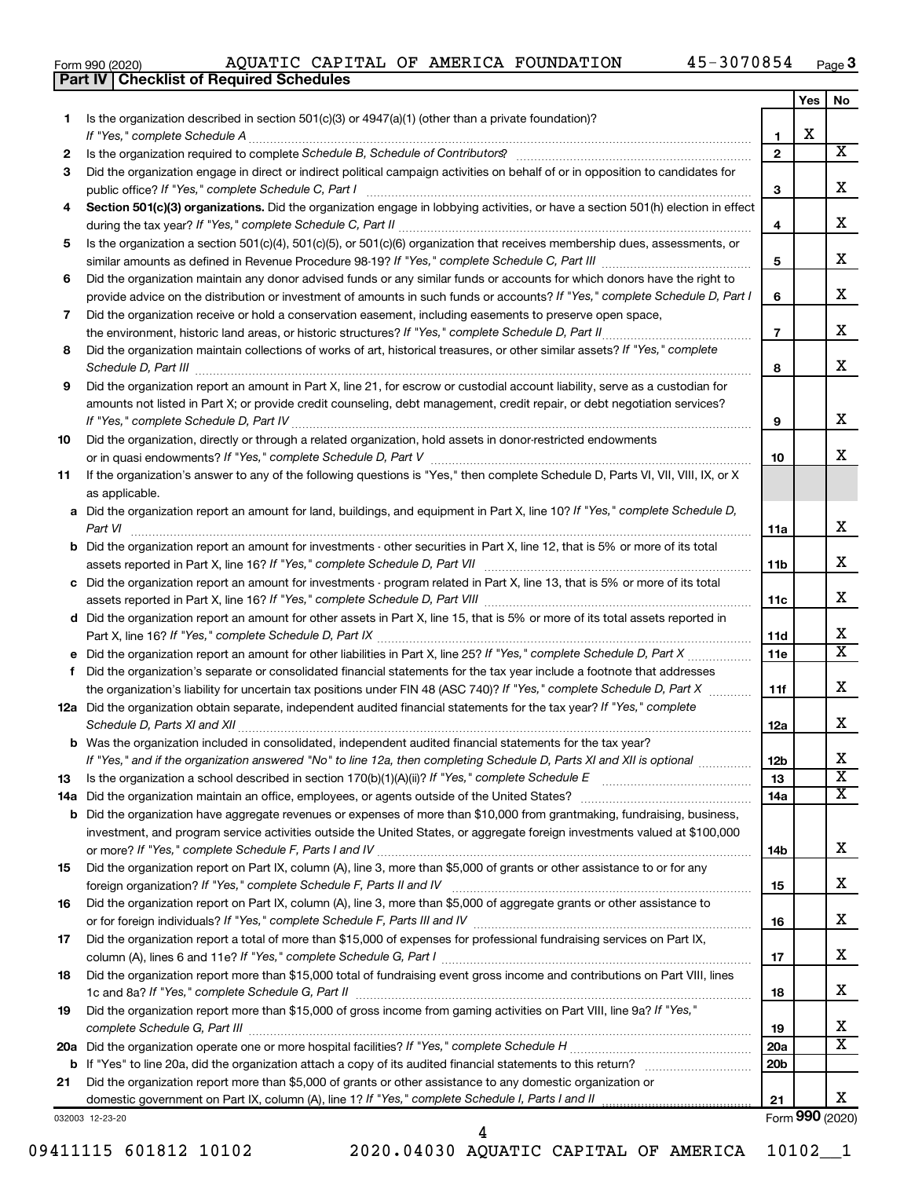Form 990 (2020) AQUATIC CAPITAL OF AMERICA FOUNDATION 45-3070854 Page 3

## Part IV | Checklist of Required Schedules

| | | | Yes | No |
|---|---|---|---|---|
| 1 | Is the organization described in section 501(c)(3) or 4947(a)(1) (other than a private foundation)? *If "Yes," complete Schedule A* | 1 | X | |
| 2 | Is the organization required to complete *Schedule B, Schedule of Contributors*? | 2 | | X |
| 3 | Did the organization engage in direct or indirect political campaign activities on behalf of or in opposition to candidates for public office? *If "Yes," complete Schedule C, Part I* | 3 | | X |
| 4 | **Section 501(c)(3) organizations.** Did the organization engage in lobbying activities, or have a section 501(h) election in effect during the tax year? *If "Yes," complete Schedule C, Part II* | 4 | | X |
| 5 | Is the organization a section 501(c)(4), 501(c)(5), or 501(c)(6) organization that receives membership dues, assessments, or similar amounts as defined in Revenue Procedure 98-19? *If "Yes," complete Schedule C, Part III* | 5 | | X |
| 6 | Did the organization maintain any donor advised funds or any similar funds or accounts for which donors have the right to provide advice on the distribution or investment of amounts in such funds or accounts? *If "Yes," complete Schedule D, Part I* | 6 | | X |
| 7 | Did the organization receive or hold a conservation easement, including easements to preserve open space, the environment, historic land areas, or historic structures? *If "Yes," complete Schedule D, Part II* | 7 | | X |
| 8 | Did the organization maintain collections of works of art, historical treasures, or other similar assets? *If "Yes," complete Schedule D, Part III* | 8 | | X |
| 9 | Did the organization report an amount in Part X, line 21, for escrow or custodial account liability, serve as a custodian for amounts not listed in Part X; or provide credit counseling, debt management, credit repair, or debt negotiation services? *If "Yes," complete Schedule D, Part IV* | 9 | | X |
| 10 | Did the organization, directly or through a related organization, hold assets in donor-restricted endowments or in quasi endowments? *If "Yes," complete Schedule D, Part V* | 10 | | X |
| 11 | If the organization's answer to any of the following questions is "Yes," then complete Schedule D, Parts VI, VII, VIII, IX, or X as applicable. | | | |
| a | Did the organization report an amount for land, buildings, and equipment in Part X, line 10? *If "Yes," complete Schedule D, Part VI* | 11a | | X |
| b | Did the organization report an amount for investments - other securities in Part X, line 12, that is 5% or more of its total assets reported in Part X, line 16? *If "Yes," complete Schedule D, Part VII* | 11b | | X |
| c | Did the organization report an amount for investments - program related in Part X, line 13, that is 5% or more of its total assets reported in Part X, line 16? *If "Yes," complete Schedule D, Part VIII* | 11c | | X |
| d | Did the organization report an amount for other assets in Part X, line 15, that is 5% or more of its total assets reported in Part X, line 16? *If "Yes," complete Schedule D, Part IX* | 11d | | X |
| e | Did the organization report an amount for other liabilities in Part X, line 25? *If "Yes," complete Schedule D, Part X* | 11e | | X |
| f | Did the organization's separate or consolidated financial statements for the tax year include a footnote that addresses the organization's liability for uncertain tax positions under FIN 48 (ASC 740)? *If "Yes," complete Schedule D, Part X* | 11f | | X |
| 12a | Did the organization obtain separate, independent audited financial statements for the tax year? *If "Yes," complete Schedule D, Parts XI and XII* | 12a | | X |
| b | Was the organization included in consolidated, independent audited financial statements for the tax year? *If "Yes," and if the organization answered "No" to line 12a, then completing Schedule D, Parts XI and XII is optional* | 12b | | X |
| 13 | Is the organization a school described in section 170(b)(1)(A)(ii)? *If "Yes," complete Schedule E* | 13 | | X |
| 14a | Did the organization maintain an office, employees, or agents outside of the United States? | 14a | | X |
| b | Did the organization have aggregate revenues or expenses of more than $10,000 from grantmaking, fundraising, business, investment, and program service activities outside the United States, or aggregate foreign investments valued at $100,000 or more? *If "Yes," complete Schedule F, Parts I and IV* | 14b | | X |
| 15 | Did the organization report on Part IX, column (A), line 3, more than $5,000 of grants or other assistance to or for any foreign organization? *If "Yes," complete Schedule F, Parts II and IV* | 15 | | X |
| 16 | Did the organization report on Part IX, column (A), line 3, more than $5,000 of aggregate grants or other assistance to or for foreign individuals? *If "Yes," complete Schedule F, Parts III and IV* | 16 | | X |
| 17 | Did the organization report a total of more than $15,000 of expenses for professional fundraising services on Part IX, column (A), lines 6 and 11e? *If "Yes," complete Schedule G, Part I* | 17 | | X |
| 18 | Did the organization report more than $15,000 total of fundraising event gross income and contributions on Part VIII, lines 1c and 8a? *If "Yes," complete Schedule G, Part II* | 18 | | X |
| 19 | Did the organization report more than $15,000 of gross income from gaming activities on Part VIII, line 9a? *If "Yes," complete Schedule G, Part III* | 19 | | X |
| 20a | Did the organization operate one or more hospital facilities? *If "Yes," complete Schedule H* | 20a | | X |
| b | If "Yes" to line 20a, did the organization attach a copy of its audited financial statements to this return? | 20b | | |
| 21 | Did the organization report more than $5,000 of grants or other assistance to any domestic organization or domestic government on Part IX, column (A), line 1? *If "Yes," complete Schedule I, Parts I and II* | 21 | | X |

032003 12-23-20 Form **990** (2020)

09411115 601812 10102 2020.04030 AQUATIC CAPITAL OF AMERICA 10102__1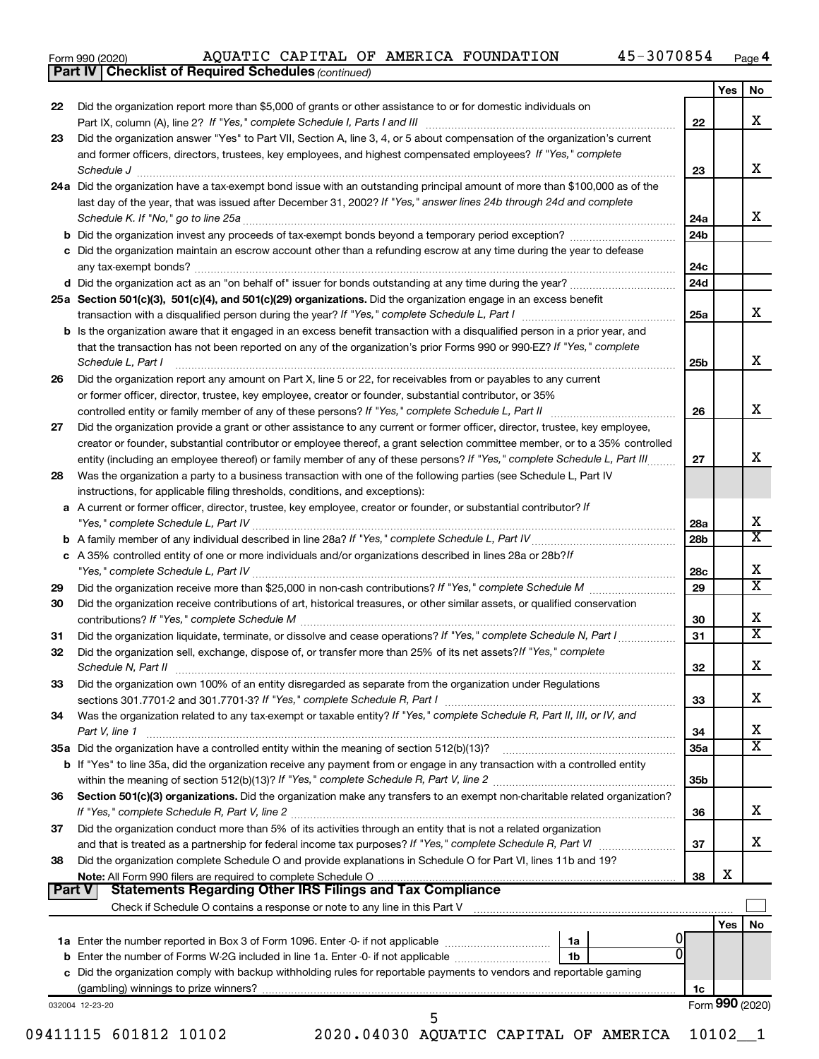Form 990 (2020) AQUATIC CAPITAL OF AMERICA FOUNDATION 45-3070854 Page 4

**Part IV Checklist of Required Schedules** *(continued)*

| | | | Yes | No |
|---|---|---|---|---|
| 22 | Did the organization report more than $5,000 of grants or other assistance to or for domestic individuals on Part IX, column (A), line 2? *If "Yes," complete Schedule I, Parts I and III* | 22 | | X |
| 23 | Did the organization answer "Yes" to Part VII, Section A, line 3, 4, or 5 about compensation of the organization's current and former officers, directors, trustees, key employees, and highest compensated employees? *If "Yes," complete Schedule J* | 23 | | X |
| 24a | Did the organization have a tax-exempt bond issue with an outstanding principal amount of more than $100,000 as of the last day of the year, that was issued after December 31, 2002? *If "Yes," answer lines 24b through 24d and complete Schedule K. If "No," go to line 25a* | 24a | | X |
| b | Did the organization invest any proceeds of tax-exempt bonds beyond a temporary period exception? | 24b | | |
| c | Did the organization maintain an escrow account other than a refunding escrow at any time during the year to defease any tax-exempt bonds? | 24c | | |
| d | Did the organization act as an "on behalf of" issuer for bonds outstanding at any time during the year? | 24d | | |
| 25a | **Section 501(c)(3), 501(c)(4), and 501(c)(29) organizations.** Did the organization engage in an excess benefit transaction with a disqualified person during the year? *If "Yes," complete Schedule L, Part I* | 25a | | X |
| b | Is the organization aware that it engaged in an excess benefit transaction with a disqualified person in a prior year, and that the transaction has not been reported on any of the organization's prior Forms 990 or 990-EZ? *If "Yes," complete Schedule L, Part I* | 25b | | X |
| 26 | Did the organization report any amount on Part X, line 5 or 22, for receivables from or payables to any current or former officer, director, trustee, key employee, creator or founder, substantial contributor, or 35% controlled entity or family member of any of these persons? *If "Yes," complete Schedule L, Part II* | 26 | | X |
| 27 | Did the organization provide a grant or other assistance to any current or former officer, director, trustee, key employee, creator or founder, substantial contributor or employee thereof, a grant selection committee member, or to a 35% controlled entity (including an employee thereof) or family member of any of these persons? *If "Yes," complete Schedule L, Part III* | 27 | | X |
| 28 | Was the organization a party to a business transaction with one of the following parties (see Schedule L, Part IV instructions, for applicable filing thresholds, conditions, and exceptions): | | | |
| a | A current or former officer, director, trustee, key employee, creator or founder, or substantial contributor? *If "Yes," complete Schedule L, Part IV* | 28a | | X |
| b | A family member of any individual described in line 28a? *If "Yes," complete Schedule L, Part IV* | 28b | | X |
| c | A 35% controlled entity of one or more individuals and/or organizations described in lines 28a or 28b? *If "Yes," complete Schedule L, Part IV* | 28c | | X |
| 29 | Did the organization receive more than $25,000 in non-cash contributions? *If "Yes," complete Schedule M* | 29 | | X |
| 30 | Did the organization receive contributions of art, historical treasures, or other similar assets, or qualified conservation contributions? *If "Yes," complete Schedule M* | 30 | | X |
| 31 | Did the organization liquidate, terminate, or dissolve and cease operations? *If "Yes," complete Schedule N, Part I* | 31 | | X |
| 32 | Did the organization sell, exchange, dispose of, or transfer more than 25% of its net assets? *If "Yes," complete Schedule N, Part II* | 32 | | X |
| 33 | Did the organization own 100% of an entity disregarded as separate from the organization under Regulations sections 301.7701-2 and 301.7701-3? *If "Yes," complete Schedule R, Part I* | 33 | | X |
| 34 | Was the organization related to any tax-exempt or taxable entity? *If "Yes," complete Schedule R, Part II, III, or IV, and Part V, line 1* | 34 | | X |
| 35a | Did the organization have a controlled entity within the meaning of section 512(b)(13)? | 35a | | X |
| b | If "Yes" to line 35a, did the organization receive any payment from or engage in any transaction with a controlled entity within the meaning of section 512(b)(13)? *If "Yes," complete Schedule R, Part V, line 2* | 35b | | |
| 36 | **Section 501(c)(3) organizations.** Did the organization make any transfers to an exempt non-charitable related organization? *If "Yes," complete Schedule R, Part V, line 2* | 36 | | X |
| 37 | Did the organization conduct more than 5% of its activities through an entity that is not a related organization and that is treated as a partnership for federal income tax purposes? *If "Yes," complete Schedule R, Part VI* | 37 | | X |
| 38 | Did the organization complete Schedule O and provide explanations in Schedule O for Part VI, lines 11b and 19? **Note:** All Form 990 filers are required to complete Schedule O | 38 | X | |

**Part V Statements Regarding Other IRS Filings and Tax Compliance**

Check if Schedule O contains a response or note to any line in this Part V ☐

| | | | | | Yes | No |
|---|---|---|---|---|---|---|
| 1a | Enter the number reported in Box 3 of Form 1096. Enter -0- if not applicable | 1a | 0 | | | |
| b | Enter the number of Forms W-2G included in line 1a. Enter -0- if not applicable | 1b | 0 | | | |
| c | Did the organization comply with backup withholding rules for reportable payments to vendors and reportable gaming (gambling) winnings to prize winners? | | | 1c | | |

032004 12-23-20 Form **990** (2020)

09411115 601812 10102 2020.04030 AQUATIC CAPITAL OF AMERICA 10102__1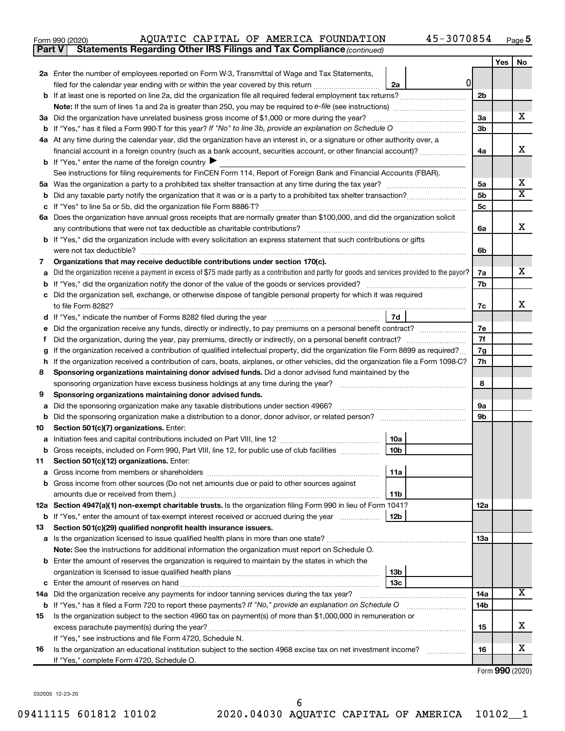Form 990 (2020) AQUATIC CAPITAL OF AMERICA FOUNDATION 45-3070854 Page **5**

**Part V Statements Regarding Other IRS Filings and Tax Compliance** *(continued)*

| | | | | Yes | No |
|---|---|---|---|---|---|
| **2a** | Enter the number of employees reported on Form W-3, Transmittal of Wage and Tax Statements, filed for the calendar year ending with or within the year covered by this return | 2a | 0 | | |
| **b** | If at least one is reported on line 2a, did the organization file all required federal employment tax returns? | | 2b | | |
| | **Note:** If the sum of lines 1a and 2a is greater than 250, you may be required to *e-file* (see instructions) | | | | |
| **3a** | Did the organization have unrelated business gross income of $1,000 or more during the year? | | 3a | | X |
| **b** | If "Yes," has it filed a Form 990-T for this year? *If "No" to line 3b, provide an explanation on Schedule O* | | 3b | | |
| **4a** | At any time during the calendar year, did the organization have an interest in, or a signature or other authority over, a financial account in a foreign country (such as a bank account, securities account, or other financial account)? | | 4a | | X |
| **b** | If "Yes," enter the name of the foreign country ▶ | | | | |
| | See instructions for filing requirements for FinCEN Form 114, Report of Foreign Bank and Financial Accounts (FBAR). | | | | |
| **5a** | Was the organization a party to a prohibited tax shelter transaction at any time during the tax year? | | 5a | | X |
| **b** | Did any taxable party notify the organization that it was or is a party to a prohibited tax shelter transaction? | | 5b | | X |
| **c** | If "Yes" to line 5a or 5b, did the organization file Form 8886-T? | | 5c | | |
| **6a** | Does the organization have annual gross receipts that are normally greater than $100,000, and did the organization solicit any contributions that were not tax deductible as charitable contributions? | | 6a | | X |
| **b** | If "Yes," did the organization include with every solicitation an express statement that such contributions or gifts were not tax deductible? | | 6b | | |
| **7** | **Organizations that may receive deductible contributions under section 170(c).** | | | | |
| **a** | Did the organization receive a payment in excess of $75 made partly as a contribution and partly for goods and services provided to the payor? | | 7a | | X |
| **b** | If "Yes," did the organization notify the donor of the value of the goods or services provided? | | 7b | | |
| **c** | Did the organization sell, exchange, or otherwise dispose of tangible personal property for which it was required to file Form 8282? | | 7c | | X |
| **d** | If "Yes," indicate the number of Forms 8282 filed during the year | 7d | | | |
| **e** | Did the organization receive any funds, directly or indirectly, to pay premiums on a personal benefit contract? | | 7e | | |
| **f** | Did the organization, during the year, pay premiums, directly or indirectly, on a personal benefit contract? | | 7f | | |
| **g** | If the organization received a contribution of qualified intellectual property, did the organization file Form 8899 as required? | | 7g | | |
| **h** | If the organization received a contribution of cars, boats, airplanes, or other vehicles, did the organization file a Form 1098-C? | | 7h | | |
| **8** | **Sponsoring organizations maintaining donor advised funds.** Did a donor advised fund maintained by the sponsoring organization have excess business holdings at any time during the year? | | 8 | | |
| **9** | **Sponsoring organizations maintaining donor advised funds.** | | | | |
| **a** | Did the sponsoring organization make any taxable distributions under section 4966? | | 9a | | |
| **b** | Did the sponsoring organization make a distribution to a donor, donor advisor, or related person? | | 9b | | |
| **10** | **Section 501(c)(7) organizations.** Enter: | | | | |
| **a** | Initiation fees and capital contributions included on Part VIII, line 12 | 10a | | | |
| **b** | Gross receipts, included on Form 990, Part VIII, line 12, for public use of club facilities | 10b | | | |
| **11** | **Section 501(c)(12) organizations.** Enter: | | | | |
| **a** | Gross income from members or shareholders | 11a | | | |
| **b** | Gross income from other sources (Do not net amounts due or paid to other sources against amounts due or received from them.) | 11b | | | |
| **12a** | **Section 4947(a)(1) non-exempt charitable trusts.** Is the organization filing Form 990 in lieu of Form 1041? | | 12a | | |
| **b** | If "Yes," enter the amount of tax-exempt interest received or accrued during the year | 12b | | | |
| **13** | **Section 501(c)(29) qualified nonprofit health insurance issuers.** | | | | |
| **a** | Is the organization licensed to issue qualified health plans in more than one state? | | 13a | | |
| | **Note:** See the instructions for additional information the organization must report on Schedule O. | | | | |
| **b** | Enter the amount of reserves the organization is required to maintain by the states in which the organization is licensed to issue qualified health plans | 13b | | | |
| **c** | Enter the amount of reserves on hand | 13c | | | |
| **14a** | Did the organization receive any payments for indoor tanning services during the tax year? | | 14a | | X |
| **b** | If "Yes," has it filed a Form 720 to report these payments? *If "No," provide an explanation on Schedule O* | | 14b | | |
| **15** | Is the organization subject to the section 4960 tax on payment(s) of more than $1,000,000 in remuneration or excess parachute payment(s) during the year? | | 15 | | X |
| | If "Yes," see instructions and file Form 4720, Schedule N. | | | | |
| **16** | Is the organization an educational institution subject to the section 4968 excise tax on net investment income? | | 16 | | X |
| | If "Yes," complete Form 4720, Schedule O. | | | | |

Form **990** (2020)

032005 12-23-20

09411115 601812 10102 2020.04030 AQUATIC CAPITAL OF AMERICA 10102__1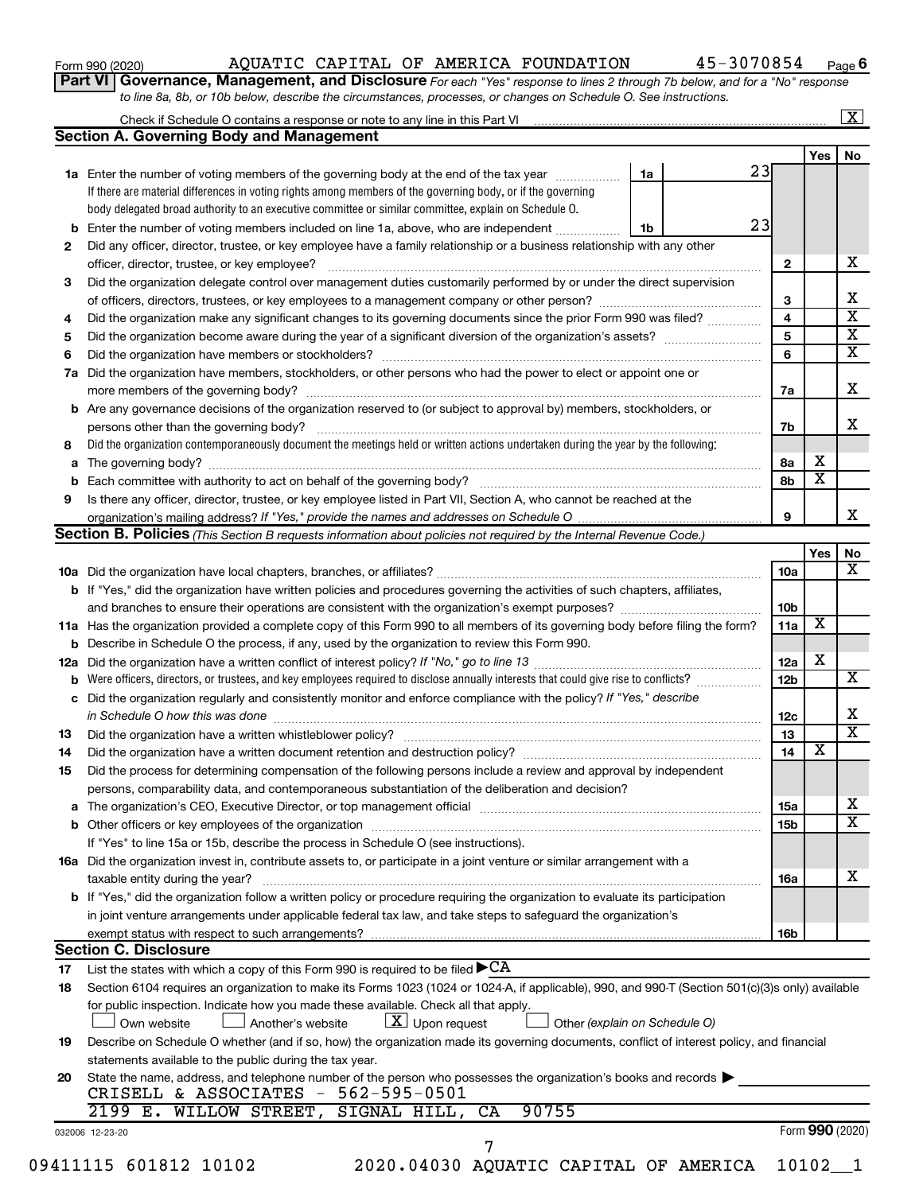Form 990 (2020) AQUATIC CAPITAL OF AMERICA FOUNDATION 45-3070854 Page 6

**Part VI Governance, Management, and Disclosure** *For each "Yes" response to lines 2 through 7b below, and for a "No" response to line 8a, 8b, or 10b below, describe the circumstances, processes, or changes on Schedule O. See instructions.*

Check if Schedule O contains a response or note to any line in this Part VI [X]

## Section A. Governing Body and Management

| | | | | Yes | No |
|---|---|---|---|---|---|
| **1a** | Enter the number of voting members of the governing body at the end of the tax year. If there are material differences in voting rights among members of the governing body, or if the governing body delegated broad authority to an executive committee or similar committee, explain on Schedule O. | 1a | 23 | | |
| **b** | Enter the number of voting members included on line 1a, above, who are independent | 1b | 23 | | |
| **2** | Did any officer, director, trustee, or key employee have a family relationship or a business relationship with any other officer, director, trustee, or key employee? | 2 | | | X |
| **3** | Did the organization delegate control over management duties customarily performed by or under the direct supervision of officers, directors, trustees, or key employees to a management company or other person? | 3 | | | X |
| **4** | Did the organization make any significant changes to its governing documents since the prior Form 990 was filed? | 4 | | | X |
| **5** | Did the organization become aware during the year of a significant diversion of the organization's assets? | 5 | | | X |
| **6** | Did the organization have members or stockholders? | 6 | | | X |
| **7a** | Did the organization have members, stockholders, or other persons who had the power to elect or appoint one or more members of the governing body? | 7a | | | X |
| **b** | Are any governance decisions of the organization reserved to (or subject to approval by) members, stockholders, or persons other than the governing body? | 7b | | | X |
| **8** | Did the organization contemporaneously document the meetings held or written actions undertaken during the year by the following: | | | | |
| **a** | The governing body? | 8a | | X | |
| **b** | Each committee with authority to act on behalf of the governing body? | 8b | | X | |
| **9** | Is there any officer, director, trustee, or key employee listed in Part VII, Section A, who cannot be reached at the organization's mailing address? *If "Yes," provide the names and addresses on Schedule O* | 9 | | | X |

## Section B. Policies *(This Section B requests information about policies not required by the Internal Revenue Code.)*

| | | | Yes | No |
|---|---|---|---|---|
| **10a** | Did the organization have local chapters, branches, or affiliates? | 10a | | X |
| **b** | If "Yes," did the organization have written policies and procedures governing the activities of such chapters, affiliates, and branches to ensure their operations are consistent with the organization's exempt purposes? | 10b | | |
| **11a** | Has the organization provided a complete copy of this Form 990 to all members of its governing body before filing the form? | 11a | X | |
| **b** | Describe in Schedule O the process, if any, used by the organization to review this Form 990. | | | |
| **12a** | Did the organization have a written conflict of interest policy? *If "No," go to line 13* | 12a | X | |
| **b** | Were officers, directors, or trustees, and key employees required to disclose annually interests that could give rise to conflicts? | 12b | | X |
| **c** | Did the organization regularly and consistently monitor and enforce compliance with the policy? *If "Yes," describe in Schedule O how this was done* | 12c | | X |
| **13** | Did the organization have a written whistleblower policy? | 13 | | X |
| **14** | Did the organization have a written document retention and destruction policy? | 14 | X | |
| **15** | Did the process for determining compensation of the following persons include a review and approval by independent persons, comparability data, and contemporaneous substantiation of the deliberation and decision? | | | |
| **a** | The organization's CEO, Executive Director, or top management official | 15a | | X |
| **b** | Other officers or key employees of the organization | 15b | | X |
| | If "Yes" to line 15a or 15b, describe the process in Schedule O (see instructions). | | | |
| **16a** | Did the organization invest in, contribute assets to, or participate in a joint venture or similar arrangement with a taxable entity during the year? | 16a | | X |
| **b** | If "Yes," did the organization follow a written policy or procedure requiring the organization to evaluate its participation in joint venture arrangements under applicable federal tax law, and take steps to safeguard the organization's exempt status with respect to such arrangements? | 16b | | |

## Section C. Disclosure

**17** List the states with which a copy of this Form 990 is required to be filed ▶ CA

**18** Section 6104 requires an organization to make its Forms 1023 (1024 or 1024-A, if applicable), 990, and 990-T (Section 501(c)(3)s only) available for public inspection. Indicate how you made these available. Check all that apply.

[ ] Own website [ ] Another's website [X] Upon request [ ] Other *(explain on Schedule O)*

**19** Describe on Schedule O whether (and if so, how) the organization made its governing documents, conflict of interest policy, and financial statements available to the public during the tax year.

**20** State the name, address, and telephone number of the person who possesses the organization's books and records ▶

CRISELL & ASSOCIATES - 562-595-0501
2199 E. WILLOW STREET, SIGNAL HILL, CA 90755

032006 12-23-20 Form **990** (2020)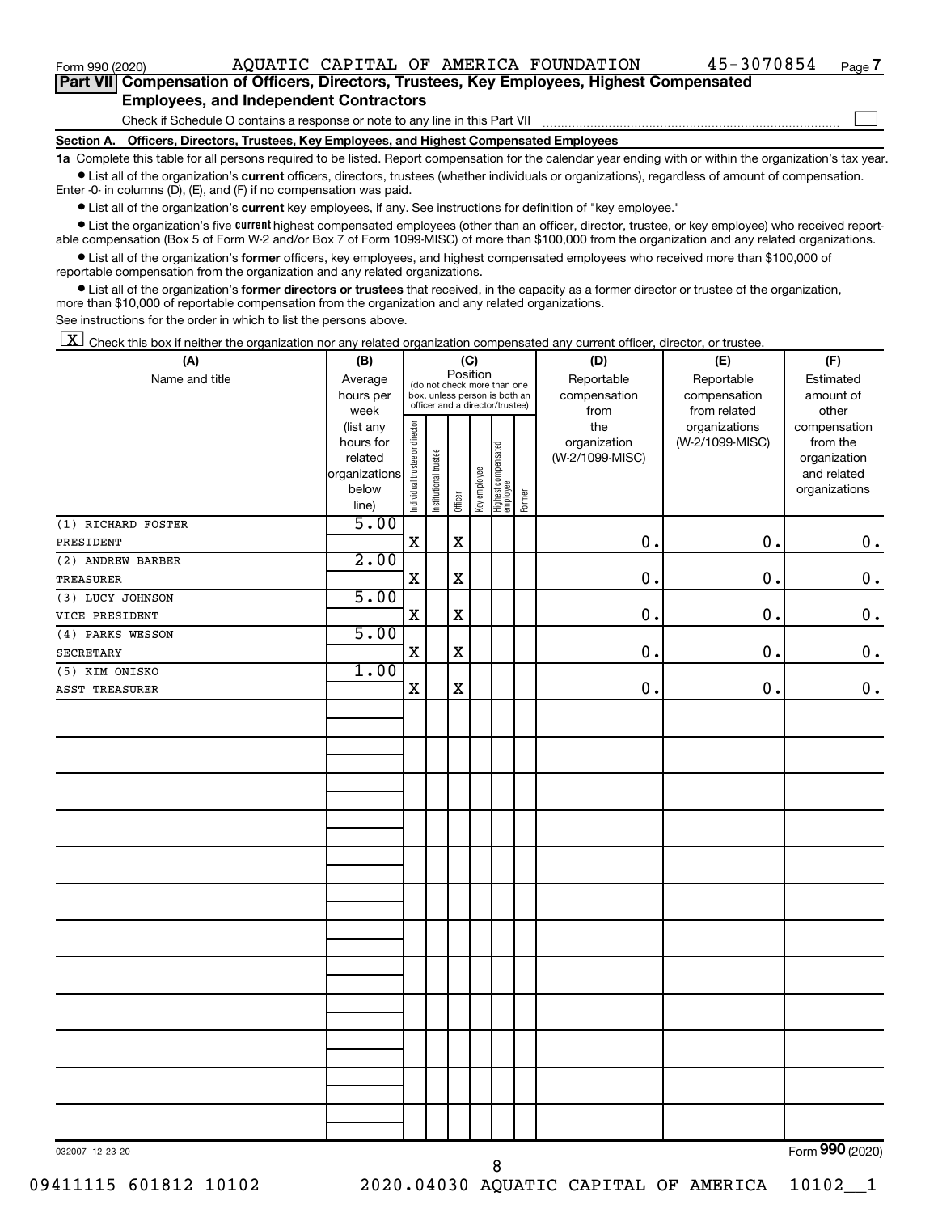Form 990 (2020) AQUATIC CAPITAL OF AMERICA FOUNDATION 45-3070854 Page 7

## Part VII Compensation of Officers, Directors, Trustees, Key Employees, Highest Compensated Employees, and Independent Contractors

Check if Schedule O contains a response or note to any line in this Part VII

### Section A. Officers, Directors, Trustees, Key Employees, and Highest Compensated Employees

**1a** Complete this table for all persons required to be listed. Report compensation for the calendar year ending with or within the organization's tax year.

- List all of the organization's **current** officers, directors, trustees (whether individuals or organizations), regardless of amount of compensation. Enter -0- in columns (D), (E), and (F) if no compensation was paid.
- List all of the organization's **current** key employees, if any. See instructions for definition of "key employee."
- List the organization's five **current** highest compensated employees (other than an officer, director, trustee, or key employee) who received reportable compensation (Box 5 of Form W-2 and/or Box 7 of Form 1099-MISC) of more than $100,000 from the organization and any related organizations.
- List all of the organization's **former** officers, key employees, and highest compensated employees who received more than $100,000 of reportable compensation from the organization and any related organizations.
- List all of the organization's **former directors or trustees** that received, in the capacity as a former director or trustee of the organization, more than $10,000 of reportable compensation from the organization and any related organizations.

See instructions for the order in which to list the persons above.

[X] Check this box if neither the organization nor any related organization compensated any current officer, director, or trustee.

| (A) Name and title | (B) Average hours per week (list any hours for related organizations below line) | (C) Position: Individual trustee or director | Institutional trustee | Officer | Key employee | Highest compensated employee | Former | (D) Reportable compensation from the organization (W-2/1099-MISC) | (E) Reportable compensation from related organizations (W-2/1099-MISC) | (F) Estimated amount of other compensation from the organization and related organizations |
|---|---|---|---|---|---|---|---|---|---|---|
| (1) RICHARD FOSTER<br>PRESIDENT | 5.00 | X | | X | | | | 0. | 0. | 0. |
| (2) ANDREW BARBER<br>TREASURER | 2.00 | X | | X | | | | 0. | 0. | 0. |
| (3) LUCY JOHNSON<br>VICE PRESIDENT | 5.00 | X | | X | | | | 0. | 0. | 0. |
| (4) PARKS WESSON<br>SECRETARY | 5.00 | X | | X | | | | 0. | 0. | 0. |
| (5) KIM ONISKO<br>ASST TREASURER | 1.00 | X | | X | | | | 0. | 0. | 0. |

032007 12-23-20 Form 990 (2020)

09411115 601812 10102 2020.04030 AQUATIC CAPITAL OF AMERICA 10102__1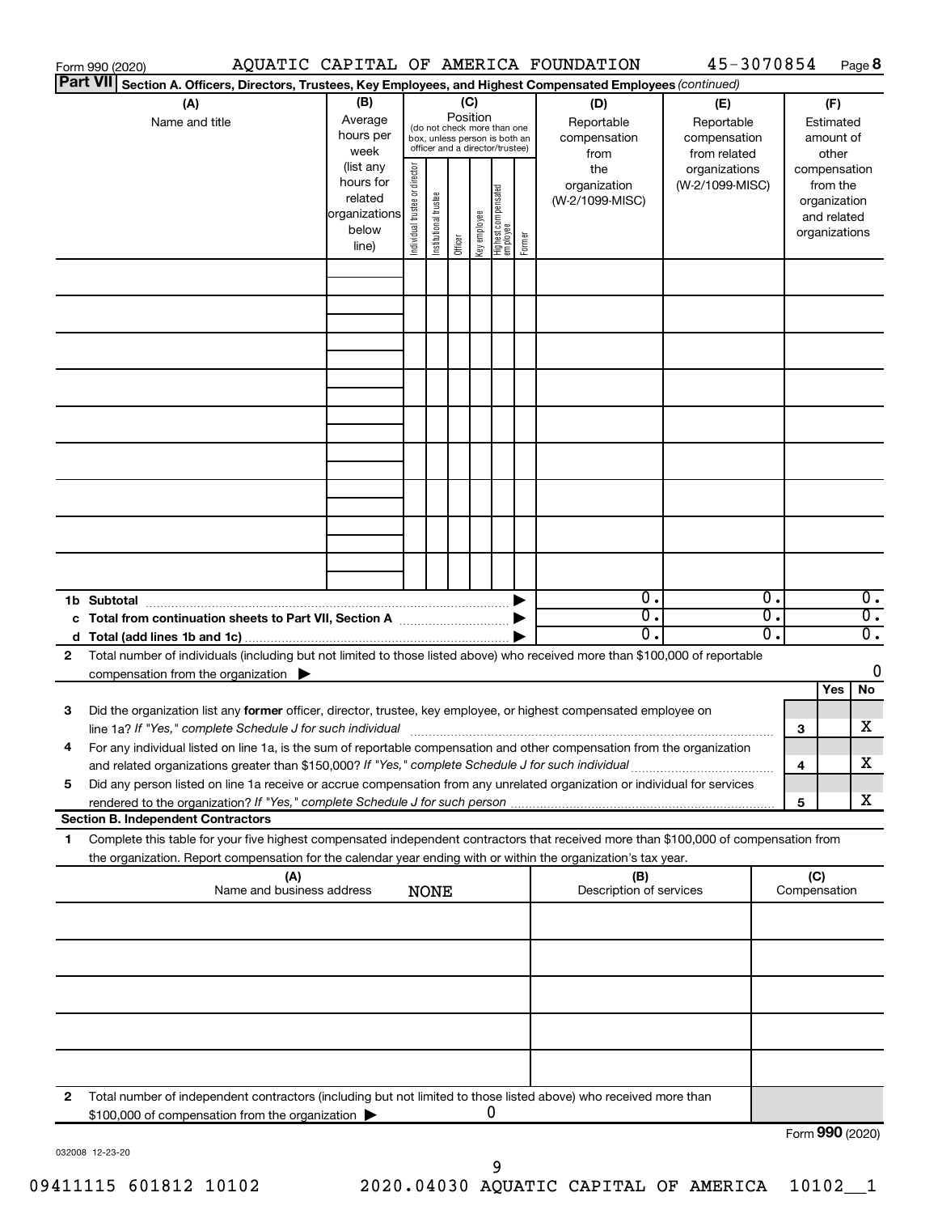Form 990 (2020) AQUATIC CAPITAL OF AMERICA FOUNDATION 45-3070854 Page 8

**Part VII Section A. Officers, Directors, Trustees, Key Employees, and Highest Compensated Employees** *(continued)*

| (A) Name and title | (B) Average hours per week (list any hours for related organizations below line) | (C) Position (do not check more than one box, unless person is both an officer and a director/trustee) | | | | | | (D) Reportable compensation from the organization (W-2/1099-MISC) | (E) Reportable compensation from related organizations (W-2/1099-MISC) | (F) Estimated amount of other compensation from the organization and related organizations |
|---|---|---|---|---|---|---|---|---|---|---|
| | | Individual trustee or director | Institutional trustee | Officer | Key employee | Highest compensated employee | Former | | | |
| | | | | | | | | | | |
| | | | | | | | | | | |
| | | | | | | | | | | |
| | | | | | | | | | | |
| | | | | | | | | | | |
| | | | | | | | | | | |
| | | | | | | | | | | |
| | | | | | | | | | | |
| | | | | | | | | | | |
| **1b Subtotal** | | | | | | | | 0. | 0. | 0. |
| **c Total from continuation sheets to Part VII, Section A** | | | | | | | | 0. | 0. | 0. |
| **d Total (add lines 1b and 1c)** | | | | | | | | 0. | 0. | 0. |

**2** Total number of individuals (including but not limited to those listed above) who received more than $100,000 of reportable compensation from the organization ▶ 0

| | | Yes | No |
|---|---|---|---|
| **3** Did the organization list any **former** officer, director, trustee, key employee, or highest compensated employee on line 1a? *If "Yes," complete Schedule J for such individual* | 3 | | X |
| **4** For any individual listed on line 1a, is the sum of reportable compensation and other compensation from the organization and related organizations greater than $150,000? *If "Yes," complete Schedule J for such individual* | 4 | | X |
| **5** Did any person listed on line 1a receive or accrue compensation from any unrelated organization or individual for services rendered to the organization? *If "Yes," complete Schedule J for such person* | 5 | | X |

**Section B. Independent Contractors**

**1** Complete this table for your five highest compensated independent contractors that received more than $100,000 of compensation from the organization. Report compensation for the calendar year ending with or within the organization's tax year.

| (A) Name and business address NONE | (B) Description of services | (C) Compensation |
|---|---|---|
| | | |
| | | |
| | | |
| | | |
| | | |

**2** Total number of independent contractors (including but not limited to those listed above) who received more than $100,000 of compensation from the organization ▶ 0

Form **990** (2020)

032008 12-23-20

9

09411115 601812 10102 2020.04030 AQUATIC CAPITAL OF AMERICA 10102__1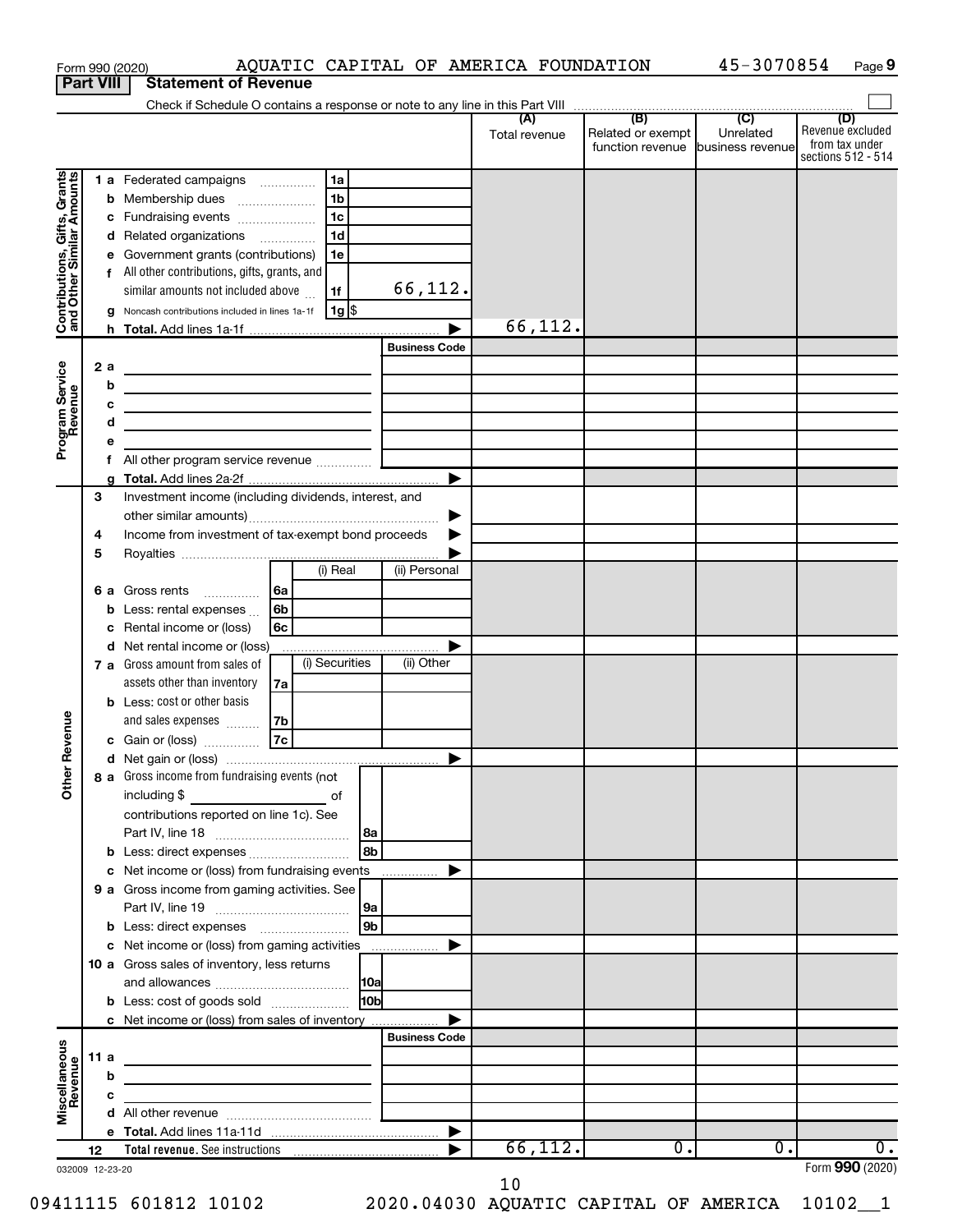Form 990 (2020) AQUATIC CAPITAL OF AMERICA FOUNDATION 45-3070854 Page 9

## Part VIII Statement of Revenue

Check if Schedule O contains a response or note to any line in this Part VIII

| | | | (A) Total revenue | (B) Related or exempt function revenue | (C) Unrelated business revenue | (D) Revenue excluded from tax under sections 512 - 514 |
|---|---|---|---|---|---|---|
| **Contributions, Gifts, Grants and Other Similar Amounts** | 1 a Federated campaigns | 1a | | | | |
| | b Membership dues | 1b | | | | |
| | c Fundraising events | 1c | | | | |
| | d Related organizations | 1d | | | | |
| | e Government grants (contributions) | 1e | | | | |
| | f All other contributions, gifts, grants, and similar amounts not included above | 1f 66,112. | | | | |
| | g Noncash contributions included in lines 1a-1f | 1g $ | | | | |
| | h **Total.** Add lines 1a-1f | | 66,112. | | | |
| **Program Service Revenue** | | Business Code | | | | |
| | 2 a | | | | | |
| | b | | | | | |
| | c | | | | | |
| | d | | | | | |
| | e | | | | | |
| | f All other program service revenue | | | | | |
| | g **Total.** Add lines 2a-2f | | | | | |
| **Other Revenue** | 3 Investment income (including dividends, interest, and other similar amounts) | | | | | |
| | 4 Income from investment of tax-exempt bond proceeds | | | | | |
| | 5 Royalties | | | | | |
| | | (i) Real / (ii) Personal | | | | |
| | 6 a Gross rents | 6a | | | | |
| | b Less: rental expenses | 6b | | | | |
| | c Rental income or (loss) | 6c | | | | |
| | d Net rental income or (loss) | | | | | |
| | | (i) Securities / (ii) Other | | | | |
| | 7 a Gross amount from sales of assets other than inventory | 7a | | | | |
| | b Less: cost or other basis and sales expenses | 7b | | | | |
| | c Gain or (loss) | 7c | | | | |
| | d Net gain or (loss) | | | | | |
| | 8 a Gross income from fundraising events (not including $ ______ of contributions reported on line 1c). See Part IV, line 18 | 8a | | | | |
| | b Less: direct expenses | 8b | | | | |
| | c Net income or (loss) from fundraising events | | | | | |
| | 9 a Gross income from gaming activities. See Part IV, line 19 | 9a | | | | |
| | b Less: direct expenses | 9b | | | | |
| | c Net income or (loss) from gaming activities | | | | | |
| | 10 a Gross sales of inventory, less returns and allowances | 10a | | | | |
| | b Less: cost of goods sold | 10b | | | | |
| | c Net income or (loss) from sales of inventory | | | | | |
| **Miscellaneous Revenue** | | Business Code | | | | |
| | 11 a | | | | | |
| | b | | | | | |
| | c | | | | | |
| | d All other revenue | | | | | |
| | e **Total.** Add lines 11a-11d | | | | | |
| | 12 **Total revenue.** See instructions | | 66,112. | 0. | 0. | 0. |

032009 12-23-20 Form **990** (2020)

10

09411115 601812 10102 2020.04030 AQUATIC CAPITAL OF AMERICA 10102__1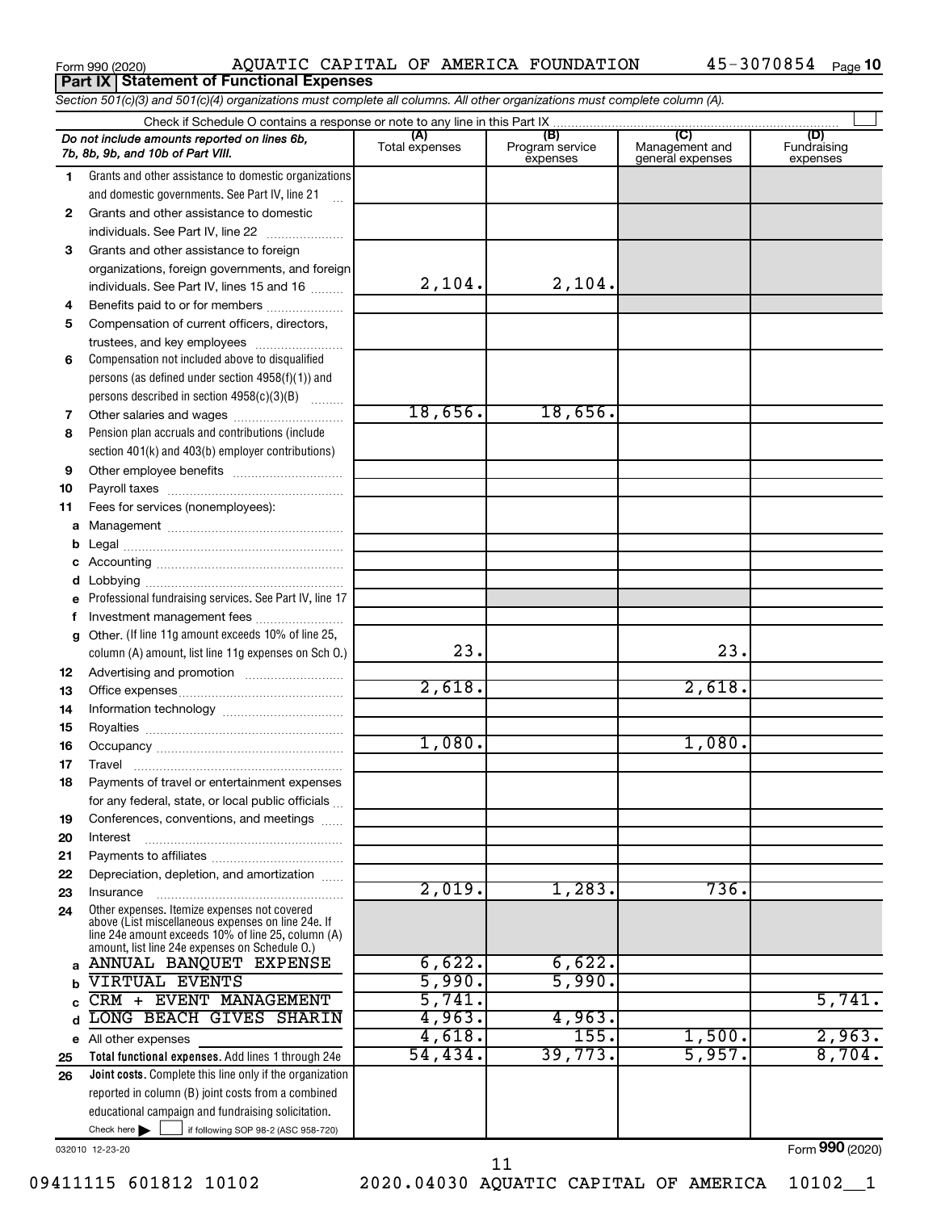Form 990 (2020) AQUATIC CAPITAL OF AMERICA FOUNDATION 45-3070854 Page 10

**Part IX Statement of Functional Expenses**

*Section 501(c)(3) and 501(c)(4) organizations must complete all columns. All other organizations must complete column (A).*

Check if Schedule O contains a response or note to any line in this Part IX

| *Do not include amounts reported on lines 6b, 7b, 8b, 9b, and 10b of Part VIII.* | (A) Total expenses | (B) Program service expenses | (C) Management and general expenses | (D) Fundraising expenses |
|---|---|---|---|---|
| 1 Grants and other assistance to domestic organizations and domestic governments. See Part IV, line 21 | | | | |
| 2 Grants and other assistance to domestic individuals. See Part IV, line 22 | | | | |
| 3 Grants and other assistance to foreign organizations, foreign governments, and foreign individuals. See Part IV, lines 15 and 16 | 2,104. | 2,104. | | |
| 4 Benefits paid to or for members | | | | |
| 5 Compensation of current officers, directors, trustees, and key employees | | | | |
| 6 Compensation not included above to disqualified persons (as defined under section 4958(f)(1)) and persons described in section 4958(c)(3)(B) | | | | |
| 7 Other salaries and wages | 18,656. | 18,656. | | |
| 8 Pension plan accruals and contributions (include section 401(k) and 403(b) employer contributions) | | | | |
| 9 Other employee benefits | | | | |
| 10 Payroll taxes | | | | |
| 11 Fees for services (nonemployees): | | | | |
| a Management | | | | |
| b Legal | | | | |
| c Accounting | | | | |
| d Lobbying | | | | |
| e Professional fundraising services. See Part IV, line 17 | | | | |
| f Investment management fees | | | | |
| g Other. (If line 11g amount exceeds 10% of line 25, column (A) amount, list line 11g expenses on Sch O.) | 23. | | 23. | |
| 12 Advertising and promotion | | | | |
| 13 Office expenses | 2,618. | | 2,618. | |
| 14 Information technology | | | | |
| 15 Royalties | | | | |
| 16 Occupancy | 1,080. | | 1,080. | |
| 17 Travel | | | | |
| 18 Payments of travel or entertainment expenses for any federal, state, or local public officials | | | | |
| 19 Conferences, conventions, and meetings | | | | |
| 20 Interest | | | | |
| 21 Payments to affiliates | | | | |
| 22 Depreciation, depletion, and amortization | | | | |
| 23 Insurance | 2,019. | 1,283. | 736. | |
| 24 Other expenses. Itemize expenses not covered above (List miscellaneous expenses on line 24e. If line 24e amount exceeds 10% of line 25, column (A) amount, list line 24e expenses on Schedule O.) | | | | |
| a ANNUAL BANQUET EXPENSE | 6,622. | 6,622. | | |
| b VIRTUAL EVENTS | 5,990. | 5,990. | | |
| c CRM + EVENT MANAGEMENT | 5,741. | | | 5,741. |
| d LONG BEACH GIVES SHARIN | 4,963. | 4,963. | | |
| e All other expenses | 4,618. | 155. | 1,500. | 2,963. |
| 25 **Total functional expenses.** Add lines 1 through 24e | 54,434. | 39,773. | 5,957. | 8,704. |
| 26 **Joint costs.** Complete this line only if the organization reported in column (B) joint costs from a combined educational campaign and fundraising solicitation. Check here ☐ if following SOP 98-2 (ASC 958-720) | | | | |

032010 12-23-20

Form 990 (2020)

09411115 601812 10102 2020.04030 AQUATIC CAPITAL OF AMERICA 10102__1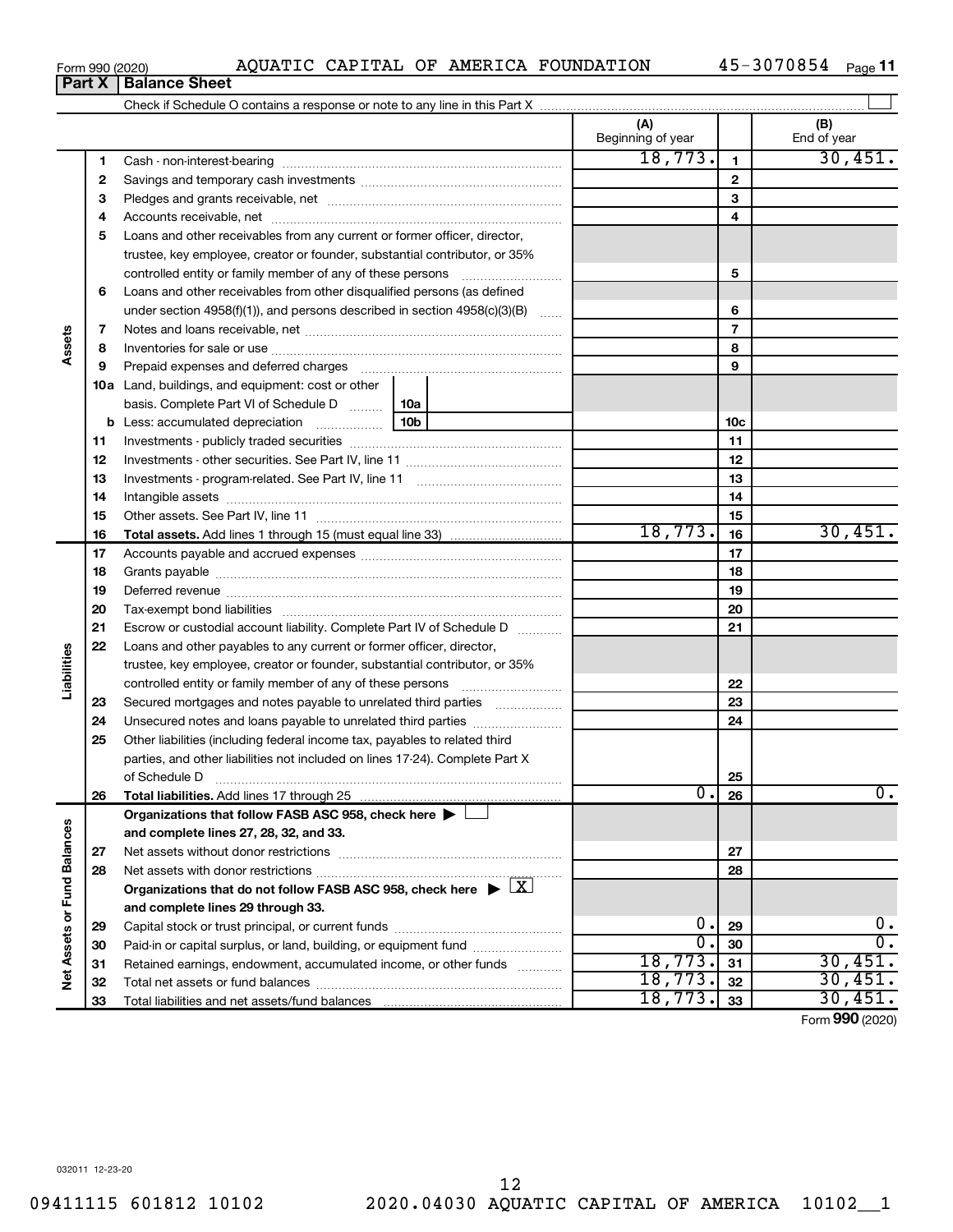Form 990 (2020) AQUATIC CAPITAL OF AMERICA FOUNDATION 45-3070854

## Part X | Balance Sheet

Check if Schedule O contains a response or note to any line in this Part X ☐

| | | | (A) Beginning of year | | (B) End of year |
|---|---|---|---|---|---|
| Assets | 1 | Cash - non-interest-bearing | 18,773. | 1 | 30,451. |
| | 2 | Savings and temporary cash investments | | 2 | |
| | 3 | Pledges and grants receivable, net | | 3 | |
| | 4 | Accounts receivable, net | | 4 | |
| | 5 | Loans and other receivables from any current or former officer, director, trustee, key employee, creator or founder, substantial contributor, or 35% controlled entity or family member of any of these persons | | 5 | |
| | 6 | Loans and other receivables from other disqualified persons (as defined under section 4958(f)(1)), and persons described in section 4958(c)(3)(B) | | 6 | |
| | 7 | Notes and loans receivable, net | | 7 | |
| | 8 | Inventories for sale or use | | 8 | |
| | 9 | Prepaid expenses and deferred charges | | 9 | |
| | 10a | Land, buildings, and equipment: cost or other basis. Complete Part VI of Schedule D — 10a | | | |
| | b | Less: accumulated depreciation — 10b | | 10c | |
| | 11 | Investments - publicly traded securities | | 11 | |
| | 12 | Investments - other securities. See Part IV, line 11 | | 12 | |
| | 13 | Investments - program-related. See Part IV, line 11 | | 13 | |
| | 14 | Intangible assets | | 14 | |
| | 15 | Other assets. See Part IV, line 11 | | 15 | |
| | 16 | **Total assets.** Add lines 1 through 15 (must equal line 33) | 18,773. | 16 | 30,451. |
| Liabilities | 17 | Accounts payable and accrued expenses | | 17 | |
| | 18 | Grants payable | | 18 | |
| | 19 | Deferred revenue | | 19 | |
| | 20 | Tax-exempt bond liabilities | | 20 | |
| | 21 | Escrow or custodial account liability. Complete Part IV of Schedule D | | 21 | |
| | 22 | Loans and other payables to any current or former officer, director, trustee, key employee, creator or founder, substantial contributor, or 35% controlled entity or family member of any of these persons | | 22 | |
| | 23 | Secured mortgages and notes payable to unrelated third parties | | 23 | |
| | 24 | Unsecured notes and loans payable to unrelated third parties | | 24 | |
| | 25 | Other liabilities (including federal income tax, payables to related third parties, and other liabilities not included on lines 17-24). Complete Part X of Schedule D | | 25 | |
| | 26 | **Total liabilities.** Add lines 17 through 25 | 0. | 26 | 0. |
| Net Assets or Fund Balances | | **Organizations that follow FASB ASC 958, check here ▶ ☐ and complete lines 27, 28, 32, and 33.** | | | |
| | 27 | Net assets without donor restrictions | | 27 | |
| | 28 | Net assets with donor restrictions | | 28 | |
| | | **Organizations that do not follow FASB ASC 958, check here ▶ ☒ and complete lines 29 through 33.** | | | |
| | 29 | Capital stock or trust principal, or current funds | 0. | 29 | 0. |
| | 30 | Paid-in or capital surplus, or land, building, or equipment fund | 0. | 30 | 0. |
| | 31 | Retained earnings, endowment, accumulated income, or other funds | 18,773. | 31 | 30,451. |
| | 32 | Total net assets or fund balances | 18,773. | 32 | 30,451. |
| | 33 | Total liabilities and net assets/fund balances | 18,773. | 33 | 30,451. |

Form **990** (2020)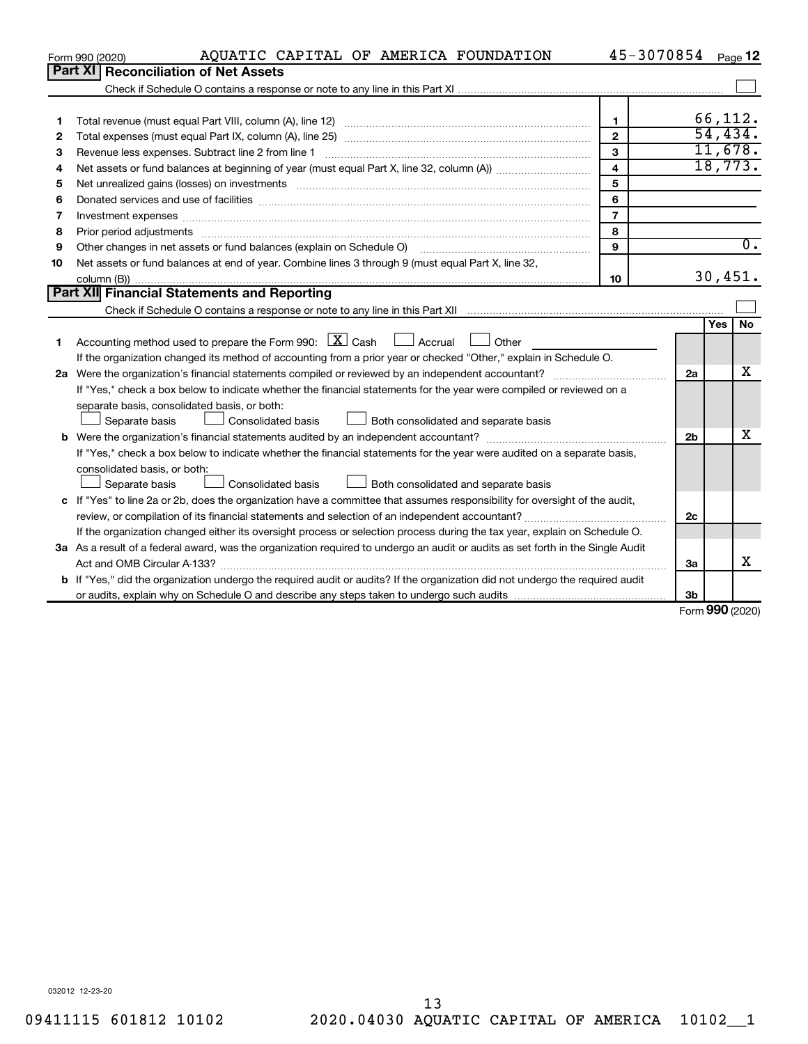Form 990 (2020) AQUATIC CAPITAL OF AMERICA FOUNDATION 45-3070854 Page **12**

## Part XI Reconciliation of Net Assets

Check if Schedule O contains a response or note to any line in this Part XI ☐

| | | | |
|---|---|---|---|
| 1 | Total revenue (must equal Part VIII, column (A), line 12) | 1 | 66,112. |
| 2 | Total expenses (must equal Part IX, column (A), line 25) | 2 | 54,434. |
| 3 | Revenue less expenses. Subtract line 2 from line 1 | 3 | 11,678. |
| 4 | Net assets or fund balances at beginning of year (must equal Part X, line 32, column (A)) | 4 | 18,773. |
| 5 | Net unrealized gains (losses) on investments | 5 | |
| 6 | Donated services and use of facilities | 6 | |
| 7 | Investment expenses | 7 | |
| 8 | Prior period adjustments | 8 | |
| 9 | Other changes in net assets or fund balances (explain on Schedule O) | 9 | 0. |
| 10 | Net assets or fund balances at end of year. Combine lines 3 through 9 (must equal Part X, line 32, column (B)) | 10 | 30,451. |

## Part XII Financial Statements and Reporting

Check if Schedule O contains a response or note to any line in this Part XII ☐

| | | | Yes | No |
|---|---|---|---|---|
| 1 | Accounting method used to prepare the Form 990: ☒ Cash ☐ Accrual ☐ Other<br>If the organization changed its method of accounting from a prior year or checked "Other," explain in Schedule O. | | | |
| 2a | Were the organization's financial statements compiled or reviewed by an independent accountant?<br>If "Yes," check a box below to indicate whether the financial statements for the year were compiled or reviewed on a separate basis, consolidated basis, or both:<br>☐ Separate basis ☐ Consolidated basis ☐ Both consolidated and separate basis | 2a | | X |
| b | Were the organization's financial statements audited by an independent accountant?<br>If "Yes," check a box below to indicate whether the financial statements for the year were audited on a separate basis, consolidated basis, or both:<br>☐ Separate basis ☐ Consolidated basis ☐ Both consolidated and separate basis | 2b | | X |
| c | If "Yes" to line 2a or 2b, does the organization have a committee that assumes responsibility for oversight of the audit, review, or compilation of its financial statements and selection of an independent accountant?<br>If the organization changed either its oversight process or selection process during the tax year, explain on Schedule O. | 2c | | |
| 3a | As a result of a federal award, was the organization required to undergo an audit or audits as set forth in the Single Audit Act and OMB Circular A-133? | 3a | | X |
| b | If "Yes," did the organization undergo the required audit or audits? If the organization did not undergo the required audit or audits, explain why on Schedule O and describe any steps taken to undergo such audits | 3b | | |

Form **990** (2020)

032012 12-23-20

09411115 601812 10102 2020.04030 AQUATIC CAPITAL OF AMERICA 10102__1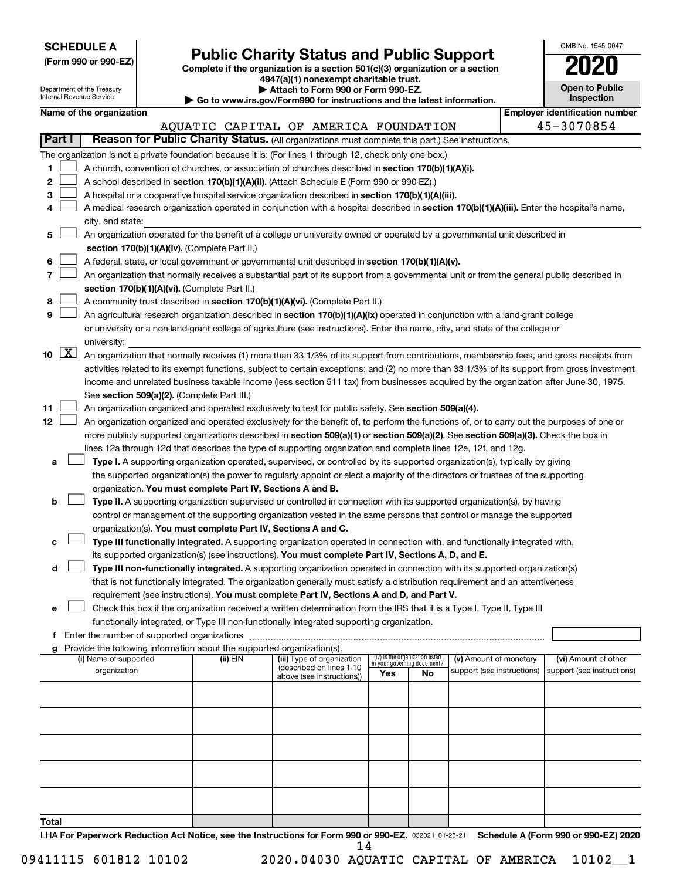**SCHEDULE A**
**(Form 990 or 990-EZ)**

Department of the Treasury
Internal Revenue Service

# Public Charity Status and Public Support

**Complete if the organization is a section 501(c)(3) organization or a section 4947(a)(1) nonexempt charitable trust.**
**▶ Attach to Form 990 or Form 990-EZ.**
**▶ Go to www.irs.gov/Form990 for instructions and the latest information.**

OMB No. 1545-0047
**2020**
**Open to Public Inspection**

| Name of the organization | Employer identification number |
|---|---|
| AQUATIC CAPITAL OF AMERICA FOUNDATION | 45-3070854 |

## Part I — Reason for Public Charity Status. (All organizations must complete this part.) See instructions.

The organization is not a private foundation because it is: (For lines 1 through 12, check only one box.)

1. ☐ A church, convention of churches, or association of churches described in **section 170(b)(1)(A)(i).**
2. ☐ A school described in **section 170(b)(1)(A)(ii).** (Attach Schedule E (Form 990 or 990-EZ).)
3. ☐ A hospital or a cooperative hospital service organization described in **section 170(b)(1)(A)(iii).**
4. ☐ A medical research organization operated in conjunction with a hospital described in **section 170(b)(1)(A)(iii).** Enter the hospital's name, city, and state:
5. ☐ An organization operated for the benefit of a college or university owned or operated by a governmental unit described in **section 170(b)(1)(A)(iv).** (Complete Part II.)
6. ☐ A federal, state, or local government or governmental unit described in **section 170(b)(1)(A)(v).**
7. ☐ An organization that normally receives a substantial part of its support from a governmental unit or from the general public described in **section 170(b)(1)(A)(vi).** (Complete Part II.)
8. ☐ A community trust described in **section 170(b)(1)(A)(vi).** (Complete Part II.)
9. ☐ An agricultural research organization described in **section 170(b)(1)(A)(ix)** operated in conjunction with a land-grant college or university or a non-land-grant college of agriculture (see instructions). Enter the name, city, and state of the college or university:
10. ☒ An organization that normally receives (1) more than 33 1/3% of its support from contributions, membership fees, and gross receipts from activities related to its exempt functions, subject to certain exceptions; and (2) no more than 33 1/3% of its support from gross investment income and unrelated business taxable income (less section 511 tax) from businesses acquired by the organization after June 30, 1975. See **section 509(a)(2).** (Complete Part III.)
11. ☐ An organization organized and operated exclusively to test for public safety. See **section 509(a)(4).**
12. ☐ An organization organized and operated exclusively for the benefit of, to perform the functions of, or to carry out the purposes of one or more publicly supported organizations described in **section 509(a)(1)** or **section 509(a)(2)**. See **section 509(a)(3).** Check the box in lines 12a through 12d that describes the type of supporting organization and complete lines 12e, 12f, and 12g.
   - **a** ☐ **Type I.** A supporting organization operated, supervised, or controlled by its supported organization(s), typically by giving the supported organization(s) the power to regularly appoint or elect a majority of the directors or trustees of the supporting organization. **You must complete Part IV, Sections A and B.**
   - **b** ☐ **Type II.** A supporting organization supervised or controlled in connection with its supported organization(s), by having control or management of the supporting organization vested in the same persons that control or manage the supported organization(s). **You must complete Part IV, Sections A and C.**
   - **c** ☐ **Type III functionally integrated.** A supporting organization operated in connection with, and functionally integrated with, its supported organization(s) (see instructions). **You must complete Part IV, Sections A, D, and E.**
   - **d** ☐ **Type III non-functionally integrated.** A supporting organization operated in connection with its supported organization(s) that is not functionally integrated. The organization generally must satisfy a distribution requirement and an attentiveness requirement (see instructions). **You must complete Part IV, Sections A and D, and Part V.**
   - **e** ☐ Check this box if the organization received a written determination from the IRS that it is a Type I, Type II, Type III functionally integrated, or Type III non-functionally integrated supporting organization.
   - **f** Enter the number of supported organizations
   - **g** Provide the following information about the supported organization(s).

| (i) Name of supported organization | (ii) EIN | (iii) Type of organization (described on lines 1-10 above (see instructions)) | (iv) Is the organization listed in your governing document? Yes | No | (v) Amount of monetary support (see instructions) | (vi) Amount of other support (see instructions) |
|---|---|---|---|---|---|---|
| | | | | | | |
| | | | | | | |
| | | | | | | |
| | | | | | | |
| | | | | | | |
| **Total** | | | | | | |

LHA **For Paperwork Reduction Act Notice, see the Instructions for Form 990 or 990-EZ.** 032021 01-25-21 **Schedule A (Form 990 or 990-EZ) 2020**

09411115 601812 10102 2020.04030 AQUATIC CAPITAL OF AMERICA 10102__1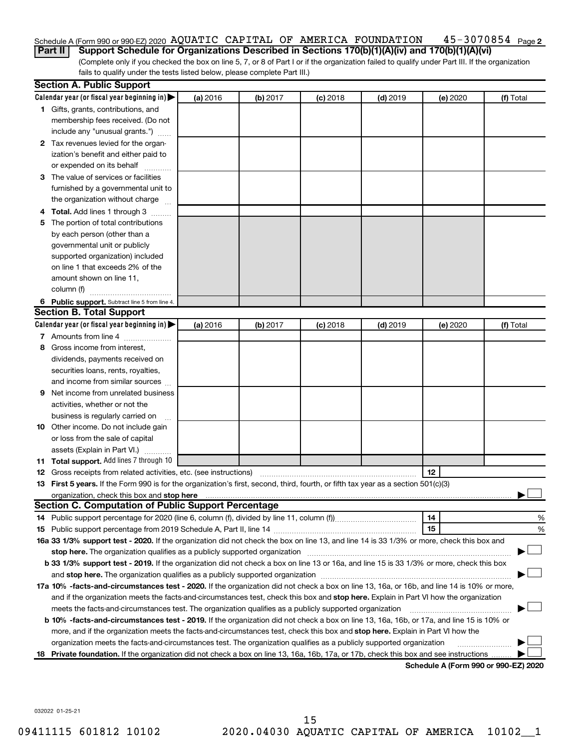Schedule A (Form 990 or 990-EZ) 2020 AQUATIC CAPITAL OF AMERICA FOUNDATION 45-3070854 Page 2

**Part II** **Support Schedule for Organizations Described in Sections 170(b)(1)(A)(iv) and 170(b)(1)(A)(vi)**

(Complete only if you checked the box on line 5, 7, or 8 of Part I or if the organization failed to qualify under Part III. If the organization fails to qualify under the tests listed below, please complete Part III.)

## Section A. Public Support

| Calendar year (or fiscal year beginning in) ▶ | (a) 2016 | (b) 2017 | (c) 2018 | (d) 2019 | (e) 2020 | (f) Total |
|---|---|---|---|---|---|---|
| 1 Gifts, grants, contributions, and membership fees received. (Do not include any "unusual grants.") | | | | | | |
| 2 Tax revenues levied for the organization's benefit and either paid to or expended on its behalf | | | | | | |
| 3 The value of services or facilities furnished by a governmental unit to the organization without charge | | | | | | |
| 4 **Total.** Add lines 1 through 3 | | | | | | |
| 5 The portion of total contributions by each person (other than a governmental unit or publicly supported organization) included on line 1 that exceeds 2% of the amount shown on line 11, column (f) | | | | | | |
| 6 **Public support.** Subtract line 5 from line 4. | | | | | | |

## Section B. Total Support

| Calendar year (or fiscal year beginning in) ▶ | (a) 2016 | (b) 2017 | (c) 2018 | (d) 2019 | (e) 2020 | (f) Total |
|---|---|---|---|---|---|---|
| 7 Amounts from line 4 | | | | | | |
| 8 Gross income from interest, dividends, payments received on securities loans, rents, royalties, and income from similar sources | | | | | | |
| 9 Net income from unrelated business activities, whether or not the business is regularly carried on | | | | | | |
| 10 Other income. Do not include gain or loss from the sale of capital assets (Explain in Part VI.) | | | | | | |
| 11 **Total support.** Add lines 7 through 10 | | | | | | |

12 Gross receipts from related activities, etc. (see instructions) | 12 |

13 **First 5 years.** If the Form 990 is for the organization's first, second, third, fourth, or fifth tax year as a 501(c)(3) organization, check this box and **stop here** ▶ ☐

## Section C. Computation of Public Support Percentage

14 Public support percentage for 2020 (line 6, column (f), divided by line 11, column (f)) | 14 | %

15 Public support percentage from 2019 Schedule A, Part II, line 14 | 15 | %

**16a 33 1/3% support test - 2020.** If the organization did not check the box on line 13, and line 14 is 33 1/3% or more, check this box and **stop here.** The organization qualifies as a publicly supported organization ▶ ☐

**b 33 1/3% support test - 2019.** If the organization did not check a box on line 13 or 16a, and line 15 is 33 1/3% or more, check this box and **stop here.** The organization qualifies as a publicly supported organization ▶ ☐

**17a 10% -facts-and-circumstances test - 2020.** If the organization did not check a box on line 13, 16a, or 16b, and line 14 is 10% or more, and if the organization meets the facts-and-circumstances test, check this box and **stop here.** Explain in Part VI how the organization meets the facts-and-circumstances test. The organization qualifies as a publicly supported organization ▶ ☐

**b 10% -facts-and-circumstances test - 2019.** If the organization did not check a box on line 13, 16a, 16b, or 17a, and line 15 is 10% or more, and if the organization meets the facts-and-circumstances test, check this box and **stop here.** Explain in Part VI how the organization meets the facts-and-circumstances test. The organization qualifies as a publicly supported organization ▶ ☐

**18 Private foundation.** If the organization did not check a box on line 13, 16a, 16b, 17a, or 17b, check this box and see instructions ▶ ☐

**Schedule A (Form 990 or 990-EZ) 2020**

032022 01-25-21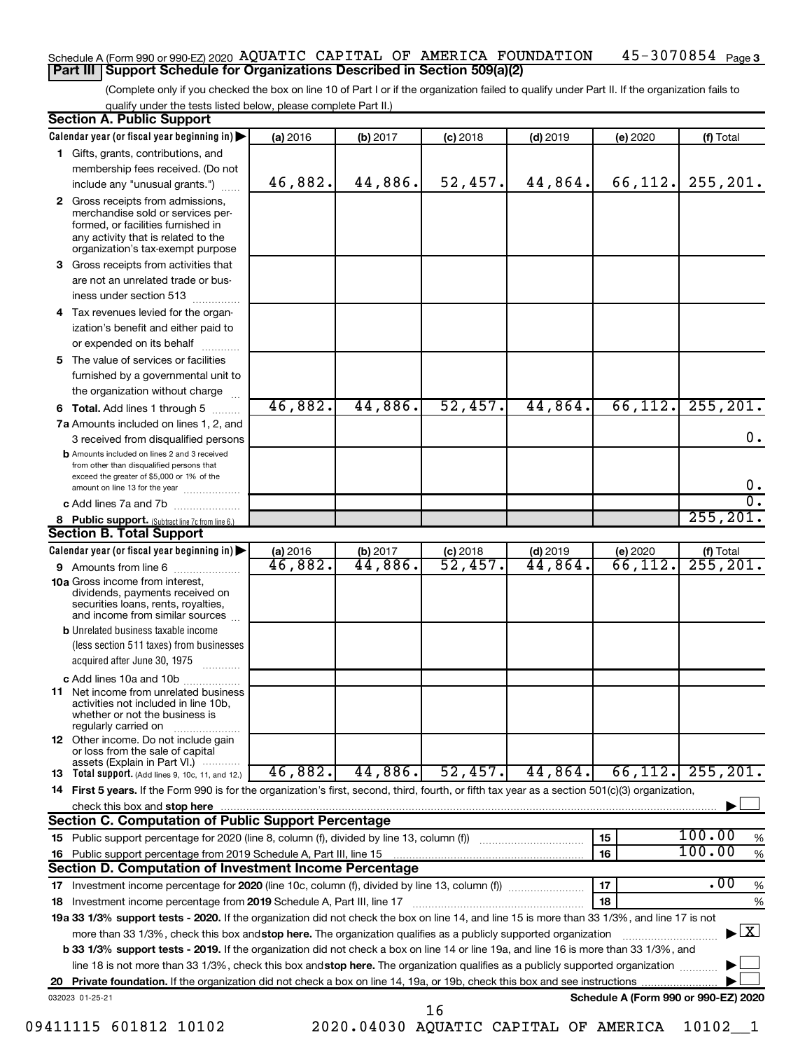Schedule A (Form 990 or 990-EZ) 2020 AQUATIC CAPITAL OF AMERICA FOUNDATION 45-3070854 Page 3

## Part III Support Schedule for Organizations Described in Section 509(a)(2)

(Complete only if you checked the box on line 10 of Part I or if the organization failed to qualify under Part II. If the organization fails to qualify under the tests listed below, please complete Part II.)

### Section A. Public Support

| Calendar year (or fiscal year beginning in) | (a) 2016 | (b) 2017 | (c) 2018 | (d) 2019 | (e) 2020 | (f) Total |
|---|---|---|---|---|---|---|
| 1 Gifts, grants, contributions, and membership fees received. (Do not include any "unusual grants.") | 46,882. | 44,886. | 52,457. | 44,864. | 66,112. | 255,201. |
| 2 Gross receipts from admissions, merchandise sold or services performed, or facilities furnished in any activity that is related to the organization's tax-exempt purpose | | | | | | |
| 3 Gross receipts from activities that are not an unrelated trade or business under section 513 | | | | | | |
| 4 Tax revenues levied for the organization's benefit and either paid to or expended on its behalf | | | | | | |
| 5 The value of services or facilities furnished by a governmental unit to the organization without charge | | | | | | |
| 6 Total. Add lines 1 through 5 | 46,882. | 44,886. | 52,457. | 44,864. | 66,112. | 255,201. |
| 7a Amounts included on lines 1, 2, and 3 received from disqualified persons | | | | | | 0. |
| b Amounts included on lines 2 and 3 received from other than disqualified persons that exceed the greater of $5,000 or 1% of the amount on line 13 for the year | | | | | | 0. |
| c Add lines 7a and 7b | | | | | | 0. |
| 8 Public support. (Subtract line 7c from line 6.) | | | | | | 255,201. |

### Section B. Total Support

| Calendar year (or fiscal year beginning in) | (a) 2016 | (b) 2017 | (c) 2018 | (d) 2019 | (e) 2020 | (f) Total |
|---|---|---|---|---|---|---|
| 9 Amounts from line 6 | 46,882. | 44,886. | 52,457. | 44,864. | 66,112. | 255,201. |
| 10a Gross income from interest, dividends, payments received on securities loans, rents, royalties, and income from similar sources | | | | | | |
| b Unrelated business taxable income (less section 511 taxes) from businesses acquired after June 30, 1975 | | | | | | |
| c Add lines 10a and 10b | | | | | | |
| 11 Net income from unrelated business activities not included in line 10b, whether or not the business is regularly carried on | | | | | | |
| 12 Other income. Do not include gain or loss from the sale of capital assets (Explain in Part VI.) | | | | | | |
| 13 Total support. (Add lines 9, 10c, 11, and 12.) | 46,882. | 44,886. | 52,457. | 44,864. | 66,112. | 255,201. |

14 First 5 years. If the Form 990 is for the organization's first, second, third, fourth, or fifth tax year as a section 501(c)(3) organization, check this box and stop here ☐

### Section C. Computation of Public Support Percentage

| | | |
|---|---|---|
| 15 Public support percentage for 2020 (line 8, column (f), divided by line 13, column (f)) | 15 | 100.00 % |
| 16 Public support percentage from 2019 Schedule A, Part III, line 15 | 16 | 100.00 % |

### Section D. Computation of Investment Income Percentage

| | | |
|---|---|---|
| 17 Investment income percentage for 2020 (line 10c, column (f), divided by line 13, column (f)) | 17 | .00 % |
| 18 Investment income percentage from 2019 Schedule A, Part III, line 17 | 18 | % |

19a 33 1/3% support tests - 2020. If the organization did not check the box on line 14, and line 15 is more than 33 1/3%, and line 17 is not more than 33 1/3%, check this box and stop here. The organization qualifies as a publicly supported organization ☒

b 33 1/3% support tests - 2019. If the organization did not check a box on line 14 or line 19a, and line 16 is more than 33 1/3%, and line 18 is not more than 33 1/3%, check this box and stop here. The organization qualifies as a publicly supported organization ☐

20 Private foundation. If the organization did not check a box on line 14, 19a, or 19b, check this box and see instructions ☐

032023 01-25-21 Schedule A (Form 990 or 990-EZ) 2020

09411115 601812 10102 2020.04030 AQUATIC CAPITAL OF AMERICA 10102__1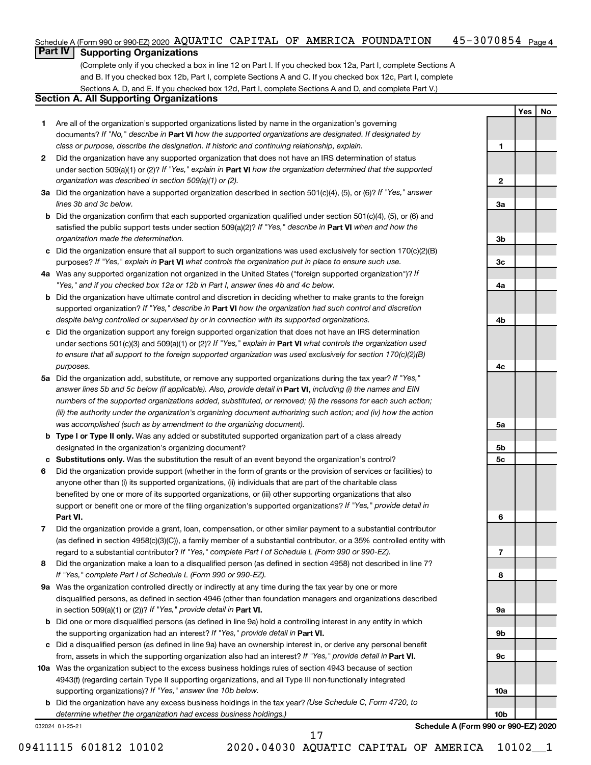Schedule A (Form 990 or 990-EZ) 2020 AQUATIC CAPITAL OF AMERICA FOUNDATION 45-3070854 Page 4

## Part IV Supporting Organizations

(Complete only if you checked a box in line 12 on Part I. If you checked box 12a, Part I, complete Sections A and B. If you checked box 12b, Part I, complete Sections A and C. If you checked box 12c, Part I, complete Sections A, D, and E. If you checked box 12d, Part I, complete Sections A and D, and complete Part V.)

### Section A. All Supporting Organizations

| | | | Yes | No |
|---|---|---|---|---|
| 1 | Are all of the organization's supported organizations listed by name in the organization's governing documents? *If "No," describe in* **Part VI** *how the supported organizations are designated. If designated by class or purpose, describe the designation. If historic and continuing relationship, explain.* | 1 | | |
| 2 | Did the organization have any supported organization that does not have an IRS determination of status under section 509(a)(1) or (2)? *If "Yes," explain in* **Part VI** *how the organization determined that the supported organization was described in section 509(a)(1) or (2).* | 2 | | |
| 3a | Did the organization have a supported organization described in section 501(c)(4), (5), or (6)? *If "Yes," answer lines 3b and 3c below.* | 3a | | |
| b | Did the organization confirm that each supported organization qualified under section 501(c)(4), (5), or (6) and satisfied the public support tests under section 509(a)(2)? *If "Yes," describe in* **Part VI** *when and how the organization made the determination.* | 3b | | |
| c | Did the organization ensure that all support to such organizations was used exclusively for section 170(c)(2)(B) purposes? *If "Yes," explain in* **Part VI** *what controls the organization put in place to ensure such use.* | 3c | | |
| 4a | Was any supported organization not organized in the United States ("foreign supported organization")? *If "Yes," and if you checked box 12a or 12b in Part I, answer lines 4b and 4c below.* | 4a | | |
| b | Did the organization have ultimate control and discretion in deciding whether to make grants to the foreign supported organization? *If "Yes," describe in* **Part VI** *how the organization had such control and discretion despite being controlled or supervised by or in connection with its supported organizations.* | 4b | | |
| c | Did the organization support any foreign supported organization that does not have an IRS determination under sections 501(c)(3) and 509(a)(1) or (2)? *If "Yes," explain in* **Part VI** *what controls the organization used to ensure that all support to the foreign supported organization was used exclusively for section 170(c)(2)(B) purposes.* | 4c | | |
| 5a | Did the organization add, substitute, or remove any supported organizations during the tax year? *If "Yes," answer lines 5b and 5c below (if applicable). Also, provide detail in* **Part VI,** *including (i) the names and EIN numbers of the supported organizations added, substituted, or removed; (ii) the reasons for each such action; (iii) the authority under the organization's organizing document authorizing such action; and (iv) how the action was accomplished (such as by amendment to the organizing document).* | 5a | | |
| b | **Type I or Type II only.** Was any added or substituted supported organization part of a class already designated in the organization's organizing document? | 5b | | |
| c | **Substitutions only.** Was the substitution the result of an event beyond the organization's control? | 5c | | |
| 6 | Did the organization provide support (whether in the form of grants or the provision of services or facilities) to anyone other than (i) its supported organizations, (ii) individuals that are part of the charitable class benefited by one or more of its supported organizations, or (iii) other supporting organizations that also support or benefit one or more of the filing organization's supported organizations? *If "Yes," provide detail in* **Part VI.** | 6 | | |
| 7 | Did the organization provide a grant, loan, compensation, or other similar payment to a substantial contributor (as defined in section 4958(c)(3)(C)), a family member of a substantial contributor, or a 35% controlled entity with regard to a substantial contributor? *If "Yes," complete Part I of Schedule L (Form 990 or 990-EZ).* | 7 | | |
| 8 | Did the organization make a loan to a disqualified person (as defined in section 4958) not described in line 7? *If "Yes," complete Part I of Schedule L (Form 990 or 990-EZ).* | 8 | | |
| 9a | Was the organization controlled directly or indirectly at any time during the tax year by one or more disqualified persons, as defined in section 4946 (other than foundation managers and organizations described in section 509(a)(1) or (2))? *If "Yes," provide detail in* **Part VI.** | 9a | | |
| b | Did one or more disqualified persons (as defined in line 9a) hold a controlling interest in any entity in which the supporting organization had an interest? *If "Yes," provide detail in* **Part VI.** | 9b | | |
| c | Did a disqualified person (as defined in line 9a) have an ownership interest in, or derive any personal benefit from, assets in which the supporting organization also had an interest? *If "Yes," provide detail in* **Part VI.** | 9c | | |
| 10a | Was the organization subject to the excess business holdings rules of section 4943 because of section 4943(f) (regarding certain Type II supporting organizations, and all Type III non-functionally integrated supporting organizations)? *If "Yes," answer line 10b below.* | 10a | | |
| b | Did the organization have any excess business holdings in the tax year? *(Use Schedule C, Form 4720, to determine whether the organization had excess business holdings.)* | 10b | | |

032024 01-25-21 **Schedule A (Form 990 or 990-EZ) 2020**

09411115 601812 10102 2020.04030 AQUATIC CAPITAL OF AMERICA 10102__1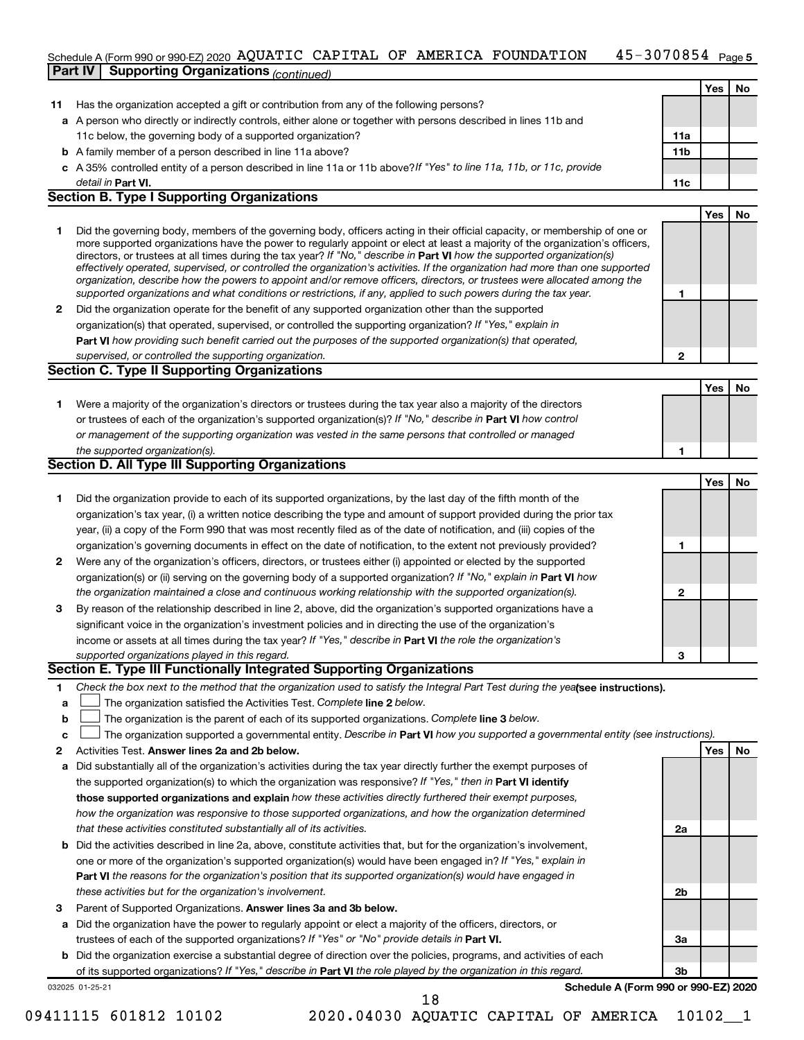Schedule A (Form 990 or 990-EZ) 2020 AQUATIC CAPITAL OF AMERICA FOUNDATION 45-3070854 Page 5

**Part IV | Supporting Organizations** *(continued)*

| | | | Yes | No |
|---|---|---|---|---|
| **11** | Has the organization accepted a gift or contribution from any of the following persons? | | | |
| **a** | A person who directly or indirectly controls, either alone or together with persons described in lines 11b and 11c below, the governing body of a supported organization? | **11a** | | |
| **b** | A family member of a person described in line 11a above? | **11b** | | |
| **c** | A 35% controlled entity of a person described in line 11a or 11b above? *If "Yes" to line 11a, 11b, or 11c, provide detail in* **Part VI.** | **11c** | | |

## Section B. Type I Supporting Organizations

| | | | Yes | No |
|---|---|---|---|---|
| **1** | Did the governing body, members of the governing body, officers acting in their official capacity, or membership of one or more supported organizations have the power to regularly appoint or elect at least a majority of the organization's officers, directors, or trustees at all times during the tax year? *If "No," describe in* **Part VI** *how the supported organization(s) effectively operated, supervised, or controlled the organization's activities. If the organization had more than one supported organization, describe how the powers to appoint and/or remove officers, directors, or trustees were allocated among the supported organizations and what conditions or restrictions, if any, applied to such powers during the tax year.* | **1** | | |
| **2** | Did the organization operate for the benefit of any supported organization other than the supported organization(s) that operated, supervised, or controlled the supporting organization? *If "Yes," explain in* **Part VI** *how providing such benefit carried out the purposes of the supported organization(s) that operated, supervised, or controlled the supporting organization.* | **2** | | |

## Section C. Type II Supporting Organizations

| | | | Yes | No |
|---|---|---|---|---|
| **1** | Were a majority of the organization's directors or trustees during the tax year also a majority of the directors or trustees of each of the organization's supported organization(s)? *If "No," describe in* **Part VI** *how control or management of the supporting organization was vested in the same persons that controlled or managed the supported organization(s).* | **1** | | |

## Section D. All Type III Supporting Organizations

| | | | Yes | No |
|---|---|---|---|---|
| **1** | Did the organization provide to each of its supported organizations, by the last day of the fifth month of the organization's tax year, (i) a written notice describing the type and amount of support provided during the prior tax year, (ii) a copy of the Form 990 that was most recently filed as of the date of notification, and (iii) copies of the organization's governing documents in effect on the date of notification, to the extent not previously provided? | **1** | | |
| **2** | Were any of the organization's officers, directors, or trustees either (i) appointed or elected by the supported organization(s) or (ii) serving on the governing body of a supported organization? *If "No," explain in* **Part VI** *how the organization maintained a close and continuous working relationship with the supported organization(s).* | **2** | | |
| **3** | By reason of the relationship described in line 2, above, did the organization's supported organizations have a significant voice in the organization's investment policies and in directing the use of the organization's income or assets at all times during the tax year? *If "Yes," describe in* **Part VI** *the role the organization's supported organizations played in this regard.* | **3** | | |

## Section E. Type III Functionally Integrated Supporting Organizations

**1** *Check the box next to the method that the organization used to satisfy the Integral Part Test during the year* **(see instructions).**

- **a** ☐ The organization satisfied the Activities Test. *Complete* **line 2** *below.*
- **b** ☐ The organization is the parent of each of its supported organizations. *Complete* **line 3** *below.*
- **c** ☐ The organization supported a governmental entity. *Describe in* **Part VI** *how you supported a governmental entity (see instructions).*

| | | | Yes | No |
|---|---|---|---|---|
| **2** | Activities Test. **Answer lines 2a and 2b below.** | | | |
| **a** | Did substantially all of the organization's activities during the tax year directly further the exempt purposes of the supported organization(s) to which the organization was responsive? *If "Yes," then in* **Part VI identify those supported organizations and explain** *how these activities directly furthered their exempt purposes, how the organization was responsive to those supported organizations, and how the organization determined that these activities constituted substantially all of its activities.* | **2a** | | |
| **b** | Did the activities described in line 2a, above, constitute activities that, but for the organization's involvement, one or more of the organization's supported organization(s) would have been engaged in? *If "Yes," explain in* **Part VI** *the reasons for the organization's position that its supported organization(s) would have engaged in these activities but for the organization's involvement.* | **2b** | | |
| **3** | Parent of Supported Organizations. **Answer lines 3a and 3b below.** | | | |
| **a** | Did the organization have the power to regularly appoint or elect a majority of the officers, directors, or trustees of each of the supported organizations? *If "Yes" or "No" provide details in* **Part VI.** | **3a** | | |
| **b** | Did the organization exercise a substantial degree of direction over the policies, programs, and activities of each of its supported organizations? *If "Yes," describe in* **Part VI** *the role played by the organization in this regard.* | **3b** | | |

032025 01-25-21 **Schedule A (Form 990 or 990-EZ) 2020**

09411115 601812 10102 2020.04030 AQUATIC CAPITAL OF AMERICA 10102__1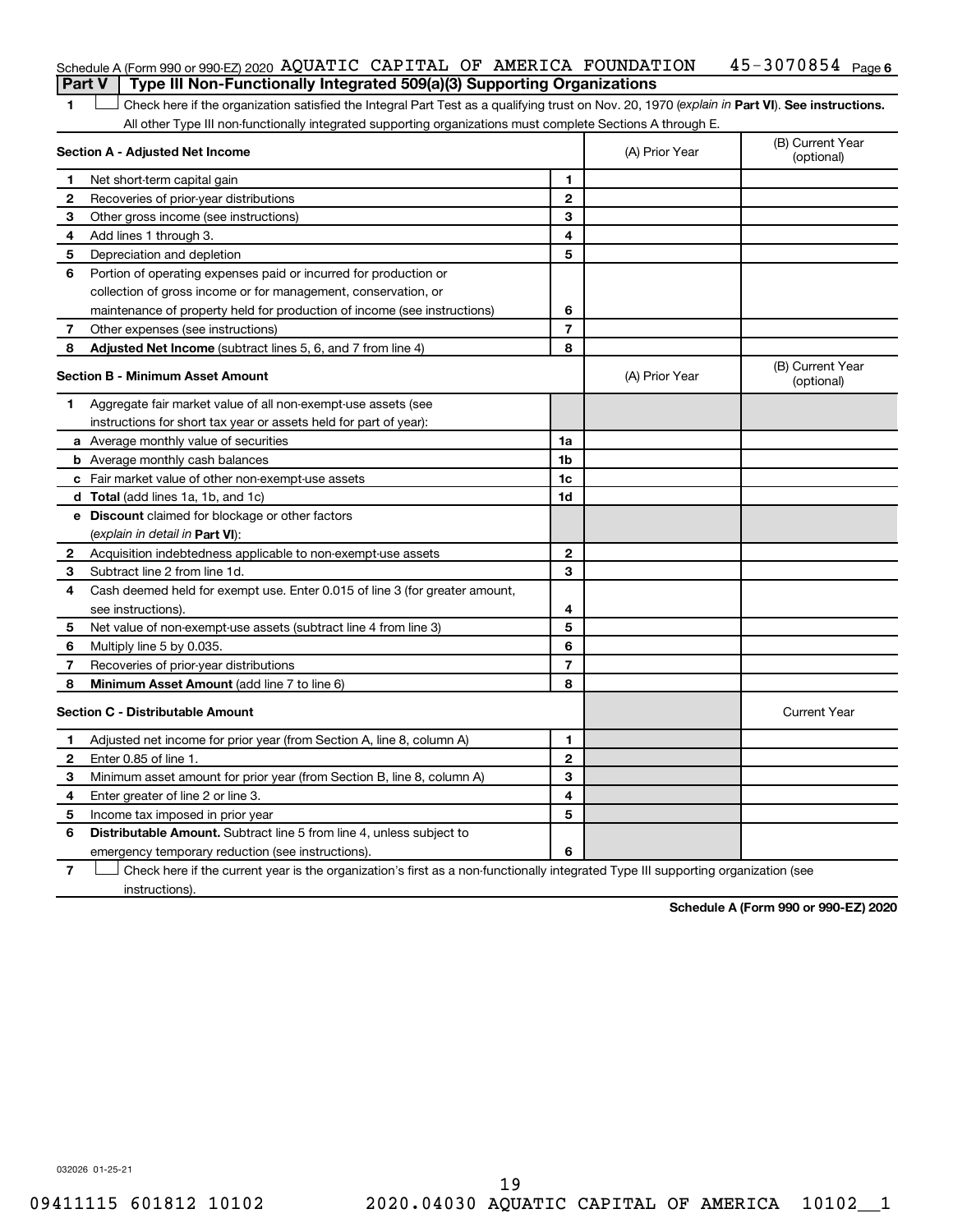Schedule A (Form 990 or 990-EZ) 2020 AQUATIC CAPITAL OF AMERICA FOUNDATION 45-3070854 Page 6

## Part V | Type III Non-Functionally Integrated 509(a)(3) Supporting Organizations

1 ☐ Check here if the organization satisfied the Integral Part Test as a qualifying trust on Nov. 20, 1970 (*explain in* **Part VI**). **See instructions.** All other Type III non-functionally integrated supporting organizations must complete Sections A through E.

| **Section A - Adjusted Net Income** | | | (A) Prior Year | (B) Current Year (optional) |
|---|---|---|---|---|
| 1 | Net short-term capital gain | 1 | | |
| 2 | Recoveries of prior-year distributions | 2 | | |
| 3 | Other gross income (see instructions) | 3 | | |
| 4 | Add lines 1 through 3. | 4 | | |
| 5 | Depreciation and depletion | 5 | | |
| 6 | Portion of operating expenses paid or incurred for production or collection of gross income or for management, conservation, or maintenance of property held for production of income (see instructions) | 6 | | |
| 7 | Other expenses (see instructions) | 7 | | |
| 8 | **Adjusted Net Income** (subtract lines 5, 6, and 7 from line 4) | 8 | | |

| **Section B - Minimum Asset Amount** | | | (A) Prior Year | (B) Current Year (optional) |
|---|---|---|---|---|
| 1 | Aggregate fair market value of all non-exempt-use assets (see instructions for short tax year or assets held for part of year): | | | |
| a | Average monthly value of securities | 1a | | |
| b | Average monthly cash balances | 1b | | |
| c | Fair market value of other non-exempt-use assets | 1c | | |
| d | **Total** (add lines 1a, 1b, and 1c) | 1d | | |
| e | **Discount** claimed for blockage or other factors (*explain in detail in* **Part VI**): | | | |
| 2 | Acquisition indebtedness applicable to non-exempt-use assets | 2 | | |
| 3 | Subtract line 2 from line 1d. | 3 | | |
| 4 | Cash deemed held for exempt use. Enter 0.015 of line 3 (for greater amount, see instructions). | 4 | | |
| 5 | Net value of non-exempt-use assets (subtract line 4 from line 3) | 5 | | |
| 6 | Multiply line 5 by 0.035. | 6 | | |
| 7 | Recoveries of prior-year distributions | 7 | | |
| 8 | **Minimum Asset Amount** (add line 7 to line 6) | 8 | | |

| **Section C - Distributable Amount** | | | | Current Year |
|---|---|---|---|---|
| 1 | Adjusted net income for prior year (from Section A, line 8, column A) | 1 | | |
| 2 | Enter 0.85 of line 1. | 2 | | |
| 3 | Minimum asset amount for prior year (from Section B, line 8, column A) | 3 | | |
| 4 | Enter greater of line 2 or line 3. | 4 | | |
| 5 | Income tax imposed in prior year | 5 | | |
| 6 | **Distributable Amount.** Subtract line 5 from line 4, unless subject to emergency temporary reduction (see instructions). | 6 | | |

7 ☐ Check here if the current year is the organization's first as a non-functionally integrated Type III supporting organization (see instructions).

**Schedule A (Form 990 or 990-EZ) 2020**

032026 01-25-21

09411115 601812 10102 2020.04030 AQUATIC CAPITAL OF AMERICA 10102__1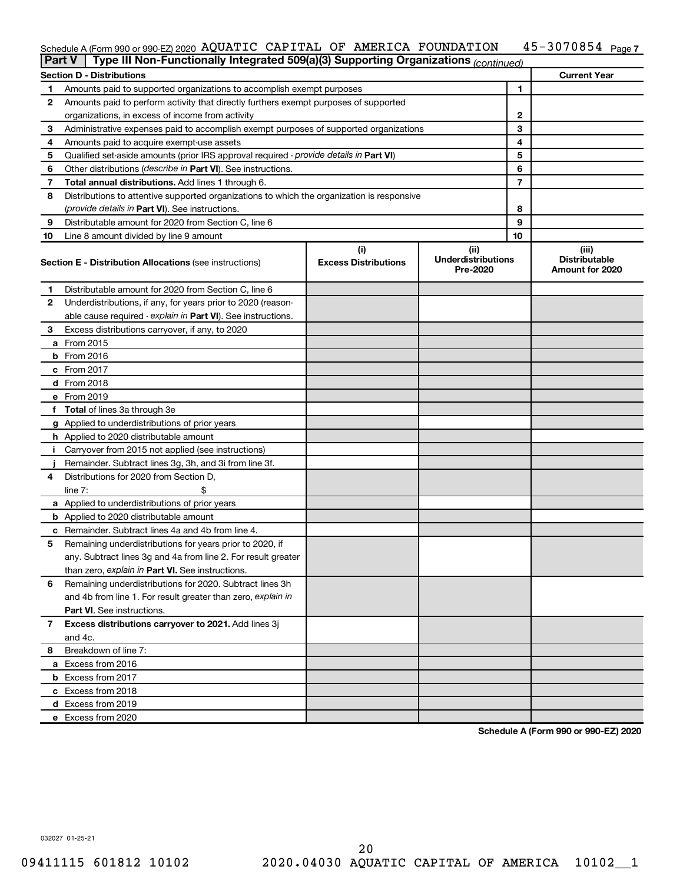Schedule A (Form 990 or 990-EZ) 2020 AQUATIC CAPITAL OF AMERICA FOUNDATION 45-3070854 Page 7

**Part V | Type III Non-Functionally Integrated 509(a)(3) Supporting Organizations** *(continued)*

| Section D - Distributions | | | Current Year |
|---|---|---|---|
| 1 | Amounts paid to supported organizations to accomplish exempt purposes | 1 | |
| 2 | Amounts paid to perform activity that directly furthers exempt purposes of supported organizations, in excess of income from activity | 2 | |
| 3 | Administrative expenses paid to accomplish exempt purposes of supported organizations | 3 | |
| 4 | Amounts paid to acquire exempt-use assets | 4 | |
| 5 | Qualified set-aside amounts (prior IRS approval required - *provide details in* **Part VI**) | 5 | |
| 6 | Other distributions (*describe in* **Part VI**). See instructions. | 6 | |
| 7 | **Total annual distributions.** Add lines 1 through 6. | 7 | |
| 8 | Distributions to attentive supported organizations to which the organization is responsive (*provide details in* **Part VI**). See instructions. | 8 | |
| 9 | Distributable amount for 2020 from Section C, line 6 | 9 | |
| 10 | Line 8 amount divided by line 9 amount | 10 | |

| | **Section E - Distribution Allocations** (see instructions) | (i) Excess Distributions | (ii) Underdistributions Pre-2020 | (iii) Distributable Amount for 2020 |
|---|---|---|---|---|
| 1 | Distributable amount for 2020 from Section C, line 6 | | | |
| 2 | Underdistributions, if any, for years prior to 2020 (reasonable cause required - *explain in* **Part VI**). See instructions. | | | |
| 3 | Excess distributions carryover, if any, to 2020 | | | |
| a | From 2015 | | | |
| b | From 2016 | | | |
| c | From 2017 | | | |
| d | From 2018 | | | |
| e | From 2019 | | | |
| f | **Total** of lines 3a through 3e | | | |
| g | Applied to underdistributions of prior years | | | |
| h | Applied to 2020 distributable amount | | | |
| i | Carryover from 2015 not applied (see instructions) | | | |
| j | Remainder. Subtract lines 3g, 3h, and 3i from line 3f. | | | |
| 4 | Distributions for 2020 from Section D, line 7: $ | | | |
| a | Applied to underdistributions of prior years | | | |
| b | Applied to 2020 distributable amount | | | |
| c | Remainder. Subtract lines 4a and 4b from line 4. | | | |
| 5 | Remaining underdistributions for years prior to 2020, if any. Subtract lines 3g and 4a from line 2. For result greater than zero, *explain in* **Part VI**. See instructions. | | | |
| 6 | Remaining underdistributions for 2020. Subtract lines 3h and 4b from line 1. For result greater than zero, *explain in* **Part VI**. See instructions. | | | |
| 7 | **Excess distributions carryover to 2021.** Add lines 3j and 4c. | | | |
| 8 | Breakdown of line 7: | | | |
| a | Excess from 2016 | | | |
| b | Excess from 2017 | | | |
| c | Excess from 2018 | | | |
| d | Excess from 2019 | | | |
| e | Excess from 2020 | | | |

**Schedule A (Form 990 or 990-EZ) 2020**

032027 01-25-21

09411115 601812 10102 2020.04030 AQUATIC CAPITAL OF AMERICA 10102__1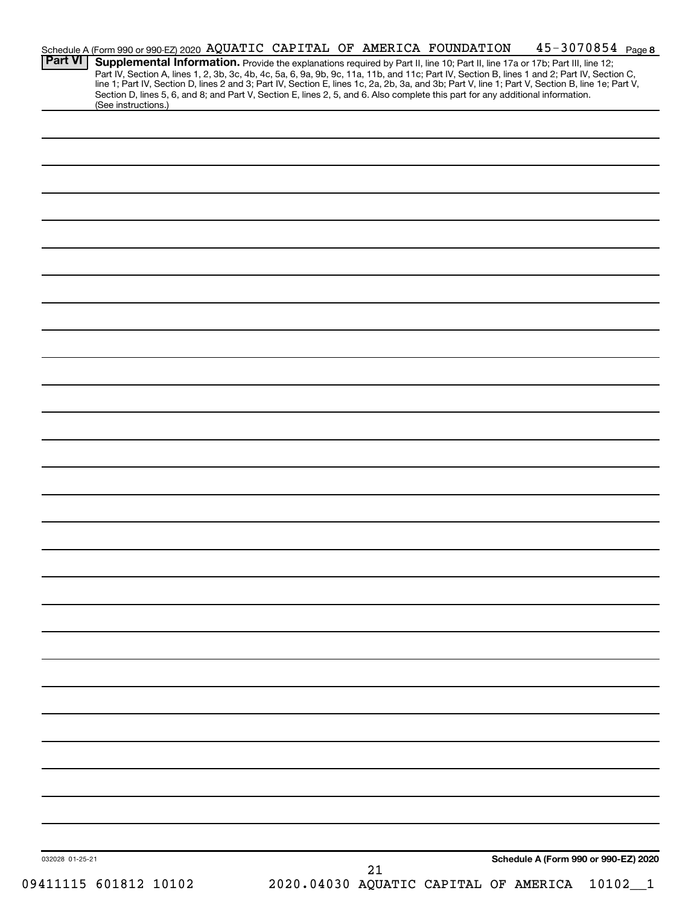Schedule A (Form 990 or 990-EZ) 2020 AQUATIC CAPITAL OF AMERICA FOUNDATION 45-3070854 Page 8

**Part VI** **Supplemental Information.** Provide the explanations required by Part II, line 10; Part II, line 17a or 17b; Part III, line 12; Part IV, Section A, lines 1, 2, 3b, 3c, 4b, 4c, 5a, 6, 9a, 9b, 9c, 11a, 11b, and 11c; Part IV, Section B, lines 1 and 2; Part IV, Section C, line 1; Part IV, Section D, lines 2 and 3; Part IV, Section E, lines 1c, 2a, 2b, 3a, and 3b; Part V, line 1; Part V, Section B, line 1e; Part V, Section D, lines 5, 6, and 8; and Part V, Section E, lines 2, 5, and 6. Also complete this part for any additional information. (See instructions.)

032028 01-25-21

**Schedule A (Form 990 or 990-EZ) 2020**

09411115 601812 10102 2020.04030 AQUATIC CAPITAL OF AMERICA 10102__1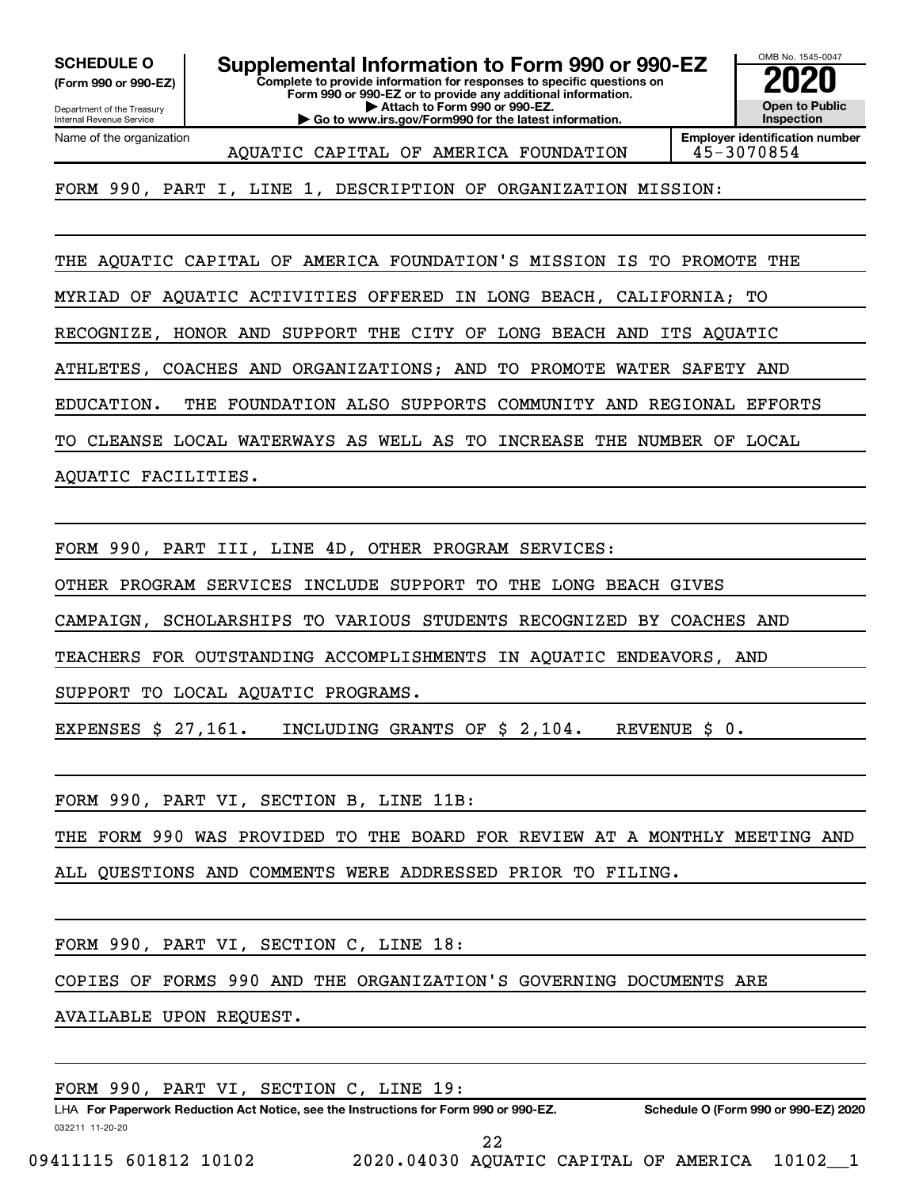**SCHEDULE O** (Form 990 or 990-EZ)

Department of the Treasury
Internal Revenue Service

# Supplemental Information to Form 990 or 990-EZ

**Complete to provide information for responses to specific questions on Form 990 or 990-EZ or to provide any additional information.**
**▶ Attach to Form 990 or 990-EZ.**
**▶ Go to www.irs.gov/Form990 for the latest information.**

OMB No. 1545-0047

**2020**

**Open to Public Inspection**

Name of the organization: AQUATIC CAPITAL OF AMERICA FOUNDATION

**Employer identification number:** 45-3070854

FORM 990, PART I, LINE 1, DESCRIPTION OF ORGANIZATION MISSION:

THE AQUATIC CAPITAL OF AMERICA FOUNDATION'S MISSION IS TO PROMOTE THE MYRIAD OF AQUATIC ACTIVITIES OFFERED IN LONG BEACH, CALIFORNIA; TO RECOGNIZE, HONOR AND SUPPORT THE CITY OF LONG BEACH AND ITS AQUATIC ATHLETES, COACHES AND ORGANIZATIONS; AND TO PROMOTE WATER SAFETY AND EDUCATION. THE FOUNDATION ALSO SUPPORTS COMMUNITY AND REGIONAL EFFORTS TO CLEANSE LOCAL WATERWAYS AS WELL AS TO INCREASE THE NUMBER OF LOCAL AQUATIC FACILITIES.

FORM 990, PART III, LINE 4D, OTHER PROGRAM SERVICES:

OTHER PROGRAM SERVICES INCLUDE SUPPORT TO THE LONG BEACH GIVES CAMPAIGN, SCHOLARSHIPS TO VARIOUS STUDENTS RECOGNIZED BY COACHES AND TEACHERS FOR OUTSTANDING ACCOMPLISHMENTS IN AQUATIC ENDEAVORS, AND SUPPORT TO LOCAL AQUATIC PROGRAMS.

EXPENSES $ 27,161. INCLUDING GRANTS OF $ 2,104. REVENUE $ 0.

FORM 990, PART VI, SECTION B, LINE 11B:

THE FORM 990 WAS PROVIDED TO THE BOARD FOR REVIEW AT A MONTHLY MEETING AND ALL QUESTIONS AND COMMENTS WERE ADDRESSED PRIOR TO FILING.

FORM 990, PART VI, SECTION C, LINE 18:

COPIES OF FORMS 990 AND THE ORGANIZATION'S GOVERNING DOCUMENTS ARE AVAILABLE UPON REQUEST.

FORM 990, PART VI, SECTION C, LINE 19:

LHA **For Paperwork Reduction Act Notice, see the Instructions for Form 990 or 990-EZ.** **Schedule O (Form 990 or 990-EZ) 2020**

032211 11-20-20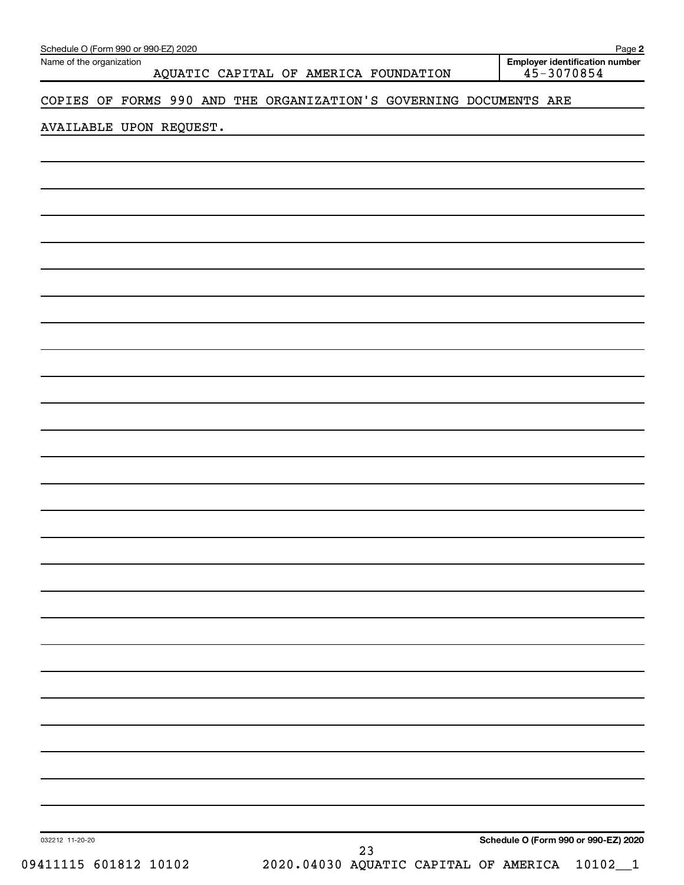Name of the organization: AQUATIC CAPITAL OF AMERICA FOUNDATION

Employer identification number: 45-3070854

COPIES OF FORMS 990 AND THE ORGANIZATION'S GOVERNING DOCUMENTS ARE AVAILABLE UPON REQUEST.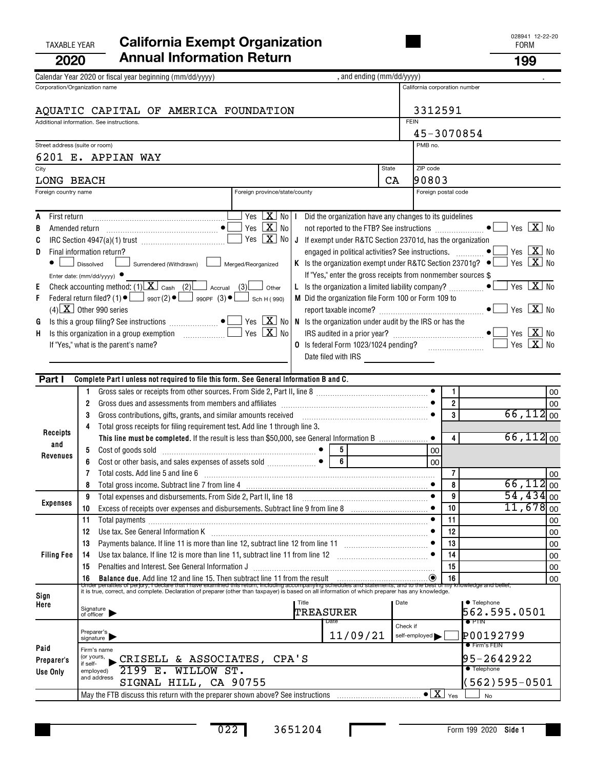TAXABLE YEAR **2020**

# California Exempt Organization Annual Information Return

028941 12-22-20
FORM **199**

Calendar Year 2020 or fiscal year beginning (mm/dd/yyyy) , and ending (mm/dd/yyyy) .

| Corporation/Organization name | California corporation number |
|---|---|
| AQUATIC CAPITAL OF AMERICA FOUNDATION | 3312591 |
| Additional information. See instructions. | FEIN 45-3070854 |
| Street address (suite or room) 6201 E. APPIAN WAY | PMB no. |
| City LONG BEACH — State CA | ZIP code 90803 |
| Foreign country name — Foreign province/state/county | Foreign postal code |

A First return .......... Yes [ ] No [X]
B Amended return .......... ● Yes [ ] No [X]
C IRC Section 4947(a)(1) trust .......... Yes [ ] No [X]
D Final information return?
● [ ] Dissolved [ ] Surrendered (Withdrawn) [ ] Merged/Reorganized
Enter date: (mm/dd/yyyy) ●
E Check accounting method: (1) [X] Cash (2) [ ] Accrual (3) [ ] Other
F Federal return filed? (1) ● [ ] 990T (2) ● [ ] 990PF (3) ● [ ] Sch H (990)
(4) [X] Other 990 series
G Is this a group filing? See instructions .......... ● Yes [ ] No [X]
H Is this organization in a group exemption .......... Yes [ ] No [X]
If "Yes," what is the parent's name?

I Did the organization have any changes to its guidelines not reported to the FTB? See instructions .......... ● Yes [ ] No [X]
J If exempt under R&TC Section 23701d, has the organization engaged in political activities? See instructions. .......... ● Yes [ ] No [X]
K Is the organization exempt under R&TC Section 23701g? ● Yes [ ] No [X]
If "Yes," enter the gross receipts from nonmember sources $
L Is the organization a limited liability company? .......... ● Yes [ ] No [X]
M Did the organization file Form 100 or Form 109 to report taxable income? .......... ● Yes [ ] No [X]
N Is the organization under audit by the IRS or has the IRS audited in a prior year? .......... ● Yes [ ] No [X]
O Is federal Form 1023/1024 pending? .......... Yes [ ] No [X]
Date filed with IRS

**Part I — Complete Part I unless not required to file this form. See General Information B and C.**

| Section | Line | Description | Line | Amount |
|---|---|---|---|---|
| Receipts and Revenues | 1 | Gross sales or receipts from other sources. From Side 2, Part II, line 8 | 1 | 00 |
| | 2 | Gross dues and assessments from members and affiliates | 2 | 00 |
| | 3 | Gross contributions, gifts, grants, and similar amounts received | 3 | 66,112 00 |
| | 4 | Total gross receipts for filing requirement test. Add line 1 through line 3. **This line must be completed.** If the result is less than $50,000, see General Information B | 4 | 66,112 00 |
| | 5 | Cost of goods sold ● 5 ___ 00 | | |
| | 6 | Cost or other basis, and sales expenses of assets sold ● 6 ___ 00 | | |
| | 7 | Total costs. Add line 5 and line 6 | 7 | 00 |
| | 8 | Total gross income. Subtract line 7 from line 4 | 8 | 66,112 00 |
| Expenses | 9 | Total expenses and disbursements. From Side 2, Part II, line 18 | 9 | 54,434 00 |
| | 10 | Excess of receipts over expenses and disbursements. Subtract line 9 from line 8 | 10 | 11,678 00 |
| Filing Fee | 11 | Total payments | 11 | 00 |
| | 12 | Use tax. See General Information K | 12 | 00 |
| | 13 | Payments balance. If line 11 is more than line 12, subtract line 12 from line 11 | 13 | 00 |
| | 14 | Use tax balance. If line 12 is more than line 11, subtract line 11 from line 12 | 14 | 00 |
| | 15 | Penalties and Interest. See General Information J | 15 | 00 |
| | 16 | **Balance due.** Add line 12 and line 15. Then subtract line 11 from the result | 16 | 00 |

Under penalties of perjury, I declare that I have examined this return, including accompanying schedules and statements, and to the best of my knowledge and belief, it is true, correct, and complete. Declaration of preparer (other than taxpayer) is based on all information of which preparer has any knowledge.

**Sign Here** — Signature of officer ▶ — Title: TREASURER — Date — ● Telephone: 562.595.0501

**Paid Preparer's Use Only**
Preparer's signature ▶ — Date: 11/09/21 — Check if self-employed ▶ [ ] — ● PTIN: P00192799
Firm's name (or yours, if self-employed) and address: CRISELL & ASSOCIATES, CPA'S, 2199 E. WILLOW ST., SIGNAL HILL, CA 90755 — ● Firm's FEIN: 95-2642922 — ● Telephone: (562)595-0501

May the FTB discuss this return with the preparer shown above? See instructions .......... ● [X] Yes [ ] No

022 3651204 Form 199 2020 Side 1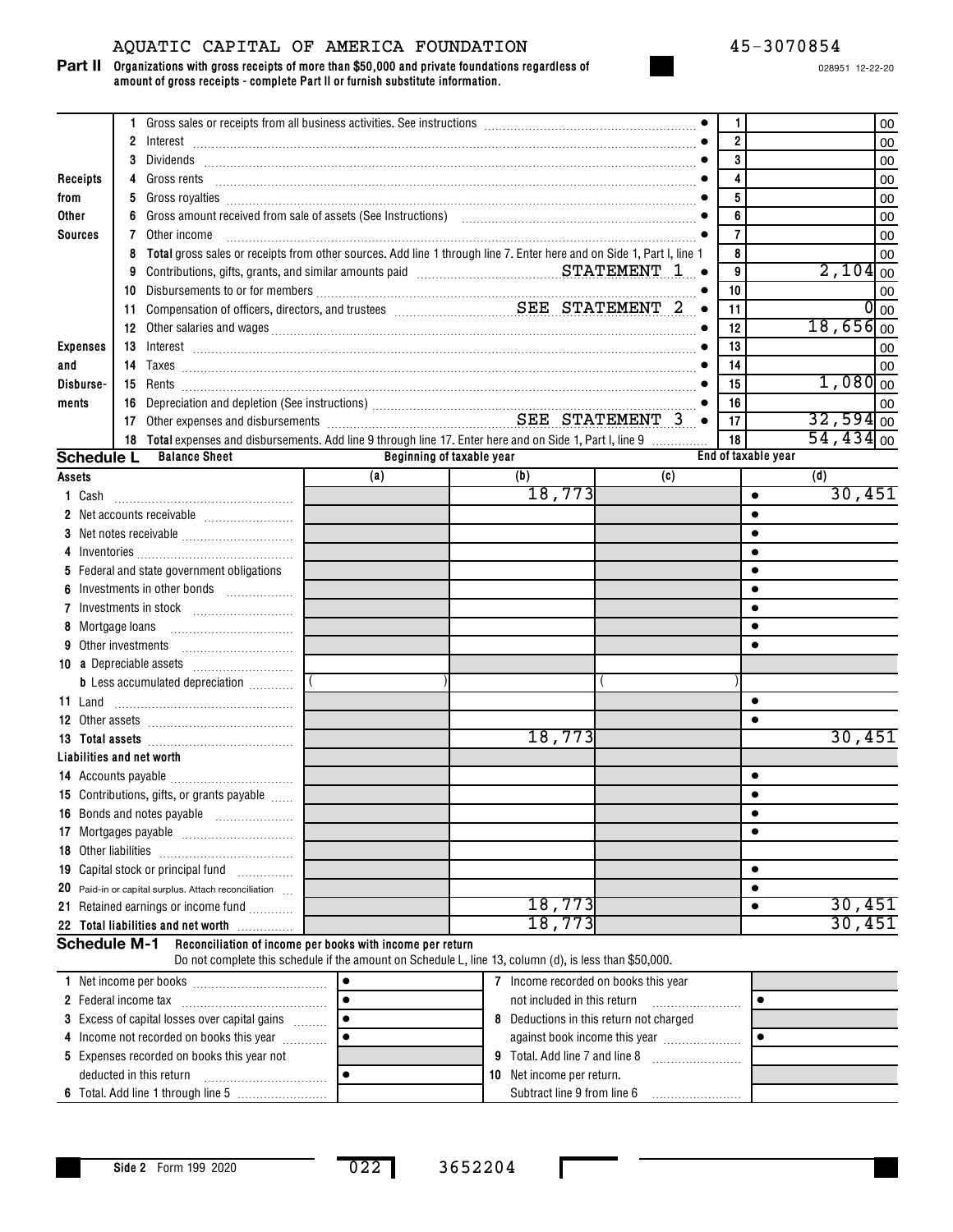AQUATIC CAPITAL OF AMERICA FOUNDATION 45-3070854

**Part II** **Organizations with gross receipts of more than $50,000 and private foundations regardless of amount of gross receipts - complete Part II or furnish substitute information.**

028951 12-22-20

| | | | Line | Amount |
|---|---|---|---|---|
| Receipts from Other Sources | 1 | Gross sales or receipts from all business activities. See instructions | 1 | 00 |
| | 2 | Interest | 2 | 00 |
| | 3 | Dividends | 3 | 00 |
| | 4 | Gross rents | 4 | 00 |
| | 5 | Gross royalties | 5 | 00 |
| | 6 | Gross amount received from sale of assets (See Instructions) | 6 | 00 |
| | 7 | Other income | 7 | 00 |
| | 8 | **Total** gross sales or receipts from other sources. Add line 1 through line 7. Enter here and on Side 1, Part I, line 1 | 8 | 00 |
| Expenses and Disbursements | 9 | Contributions, gifts, grants, and similar amounts paid STATEMENT 1 | 9 | 2,104 00 |
| | 10 | Disbursements to or for members | 10 | 00 |
| | 11 | Compensation of officers, directors, and trustees SEE STATEMENT 2 | 11 | 0 00 |
| | 12 | Other salaries and wages | 12 | 18,656 00 |
| | 13 | Interest | 13 | 00 |
| | 14 | Taxes | 14 | 00 |
| | 15 | Rents | 15 | 1,080 00 |
| | 16 | Depreciation and depletion (See instructions) | 16 | 00 |
| | 17 | Other expenses and disbursements SEE STATEMENT 3 | 17 | 32,594 00 |
| | 18 | **Total** expenses and disbursements. Add line 9 through line 17. Enter here and on Side 1, Part I, line 9 | 18 | 54,434 00 |

**Schedule L** **Balance Sheet**

| | Beginning of taxable year (a) | (b) | End of taxable year (c) | (d) |
|---|---|---|---|---|
| **Assets** | | | | |
| 1 Cash | | 18,773 | | 30,451 |
| 2 Net accounts receivable | | | | |
| 3 Net notes receivable | | | | |
| 4 Inventories | | | | |
| 5 Federal and state government obligations | | | | |
| 6 Investments in other bonds | | | | |
| 7 Investments in stock | | | | |
| 8 Mortgage loans | | | | |
| 9 Other investments | | | | |
| 10 a Depreciable assets | | | | |
| b Less accumulated depreciation | ( ) | | ( ) | |
| 11 Land | | | | |
| 12 Other assets | | | | |
| 13 **Total assets** | | 18,773 | | 30,451 |
| **Liabilities and net worth** | | | | |
| 14 Accounts payable | | | | |
| 15 Contributions, gifts, or grants payable | | | | |
| 16 Bonds and notes payable | | | | |
| 17 Mortgages payable | | | | |
| 18 Other liabilities | | | | |
| 19 Capital stock or principal fund | | | | |
| 20 Paid-in or capital surplus. Attach reconciliation | | | | |
| 21 Retained earnings or income fund | | 18,773 | | 30,451 |
| 22 **Total liabilities and net worth** | | 18,773 | | 30,451 |

**Schedule M-1** **Reconciliation of income per books with income per return**
Do not complete this schedule if the amount on Schedule L, line 13, column (d), is less than $50,000.

| | | | |
|---|---|---|---|
| 1 Net income per books | | 7 Income recorded on books this year not included in this return | |
| 2 Federal income tax | | 8 Deductions in this return not charged against book income this year | |
| 3 Excess of capital losses over capital gains | | 9 Total. Add line 7 and line 8 | |
| 4 Income not recorded on books this year | | 10 Net income per return. Subtract line 9 from line 6 | |
| 5 Expenses recorded on books this year not deducted in this return | | | |
| 6 Total. Add line 1 through line 5 | | | |

Side 2 Form 199 2020 022 3652204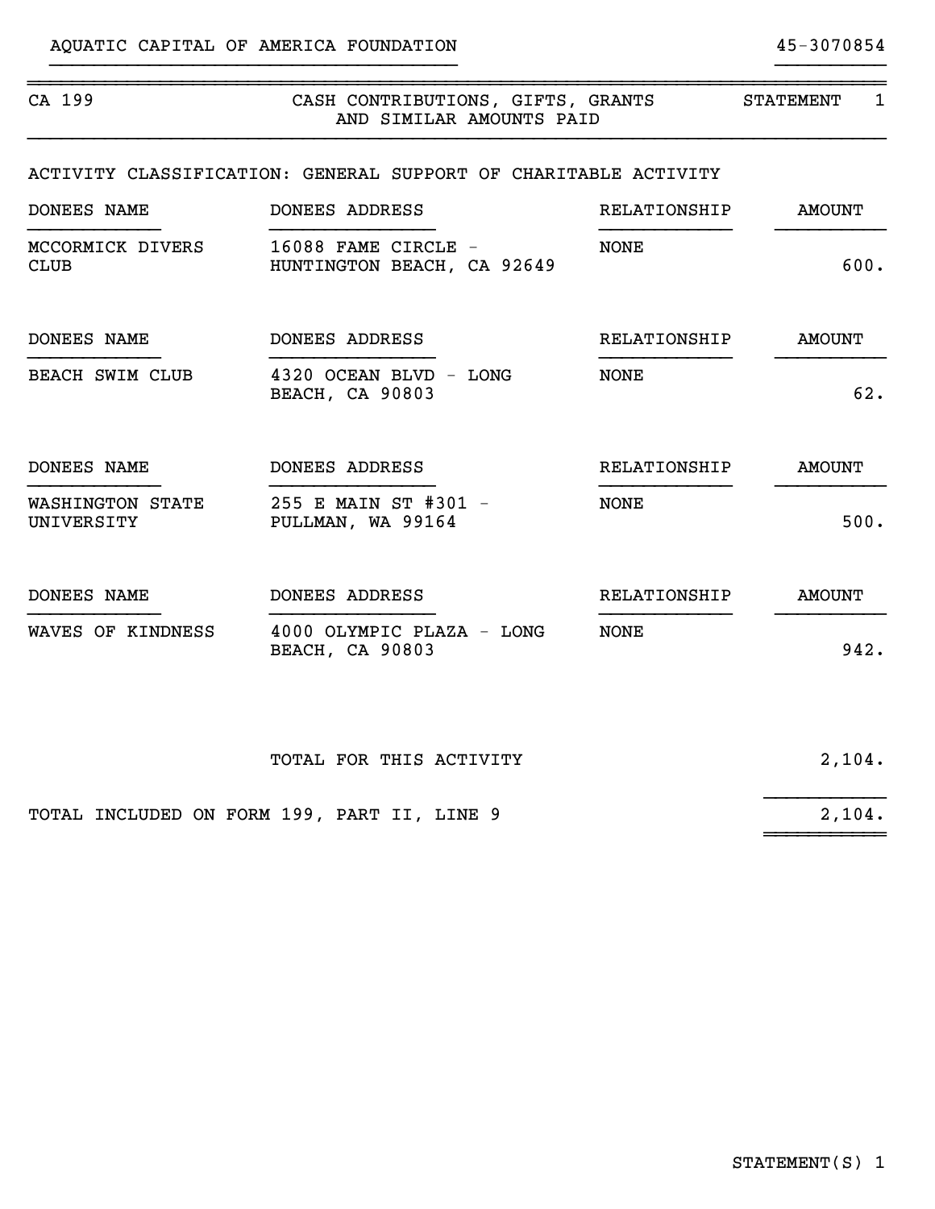AQUATIC CAPITAL OF AMERICA FOUNDATION 45-3070854

CA 199 — CASH CONTRIBUTIONS, GIFTS, GRANTS AND SIMILAR AMOUNTS PAID — STATEMENT 1

ACTIVITY CLASSIFICATION: GENERAL SUPPORT OF CHARITABLE ACTIVITY

| DONEES NAME | DONEES ADDRESS | RELATIONSHIP | AMOUNT |
|---|---|---|---|
| MCCORMICK DIVERS CLUB | 16088 FAME CIRCLE - HUNTINGTON BEACH, CA 92649 | NONE | 600. |
| BEACH SWIM CLUB | 4320 OCEAN BLVD - LONG BEACH, CA 90803 | NONE | 62. |
| WASHINGTON STATE UNIVERSITY | 255 E MAIN ST #301 - PULLMAN, WA 99164 | NONE | 500. |
| WAVES OF KINDNESS | 4000 OLYMPIC PLAZA - LONG BEACH, CA 90803 | NONE | 942. |
| | TOTAL FOR THIS ACTIVITY | | 2,104. |
| TOTAL INCLUDED ON FORM 199, PART II, LINE 9 | | | 2,104. |

STATEMENT(S) 1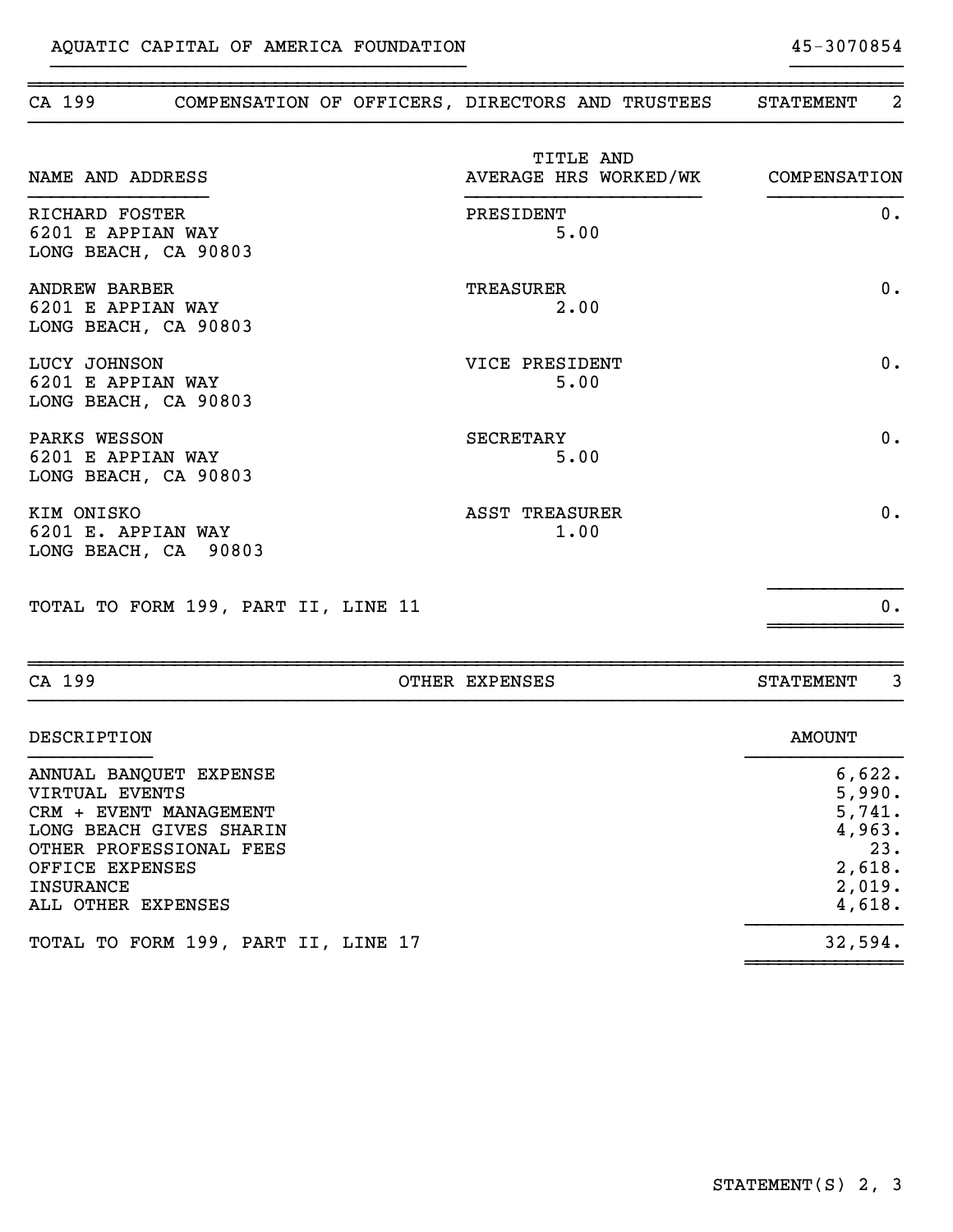AQUATIC CAPITAL OF AMERICA FOUNDATION 45-3070854

## CA 199 — COMPENSATION OF OFFICERS, DIRECTORS AND TRUSTEES — STATEMENT 2

| NAME AND ADDRESS | TITLE AND AVERAGE HRS WORKED/WK | COMPENSATION |
|---|---|---|
| RICHARD FOSTER<br>6201 E APPIAN WAY<br>LONG BEACH, CA 90803 | PRESIDENT<br>5.00 | 0. |
| ANDREW BARBER<br>6201 E APPIAN WAY<br>LONG BEACH, CA 90803 | TREASURER<br>2.00 | 0. |
| LUCY JOHNSON<br>6201 E APPIAN WAY<br>LONG BEACH, CA 90803 | VICE PRESIDENT<br>5.00 | 0. |
| PARKS WESSON<br>6201 E APPIAN WAY<br>LONG BEACH, CA 90803 | SECRETARY<br>5.00 | 0. |
| KIM ONISKO<br>6201 E. APPIAN WAY<br>LONG BEACH, CA 90803 | ASST TREASURER<br>1.00 | 0. |
| TOTAL TO FORM 199, PART II, LINE 11 | | 0. |

## CA 199 — OTHER EXPENSES — STATEMENT 3

| DESCRIPTION | AMOUNT |
|---|---|
| ANNUAL BANQUET EXPENSE | 6,622. |
| VIRTUAL EVENTS | 5,990. |
| CRM + EVENT MANAGEMENT | 5,741. |
| LONG BEACH GIVES SHARIN | 4,963. |
| OTHER PROFESSIONAL FEES | 23. |
| OFFICE EXPENSES | 2,618. |
| INSURANCE | 2,019. |
| ALL OTHER EXPENSES | 4,618. |
| TOTAL TO FORM 199, PART II, LINE 17 | 32,594. |

STATEMENT(S) 2, 3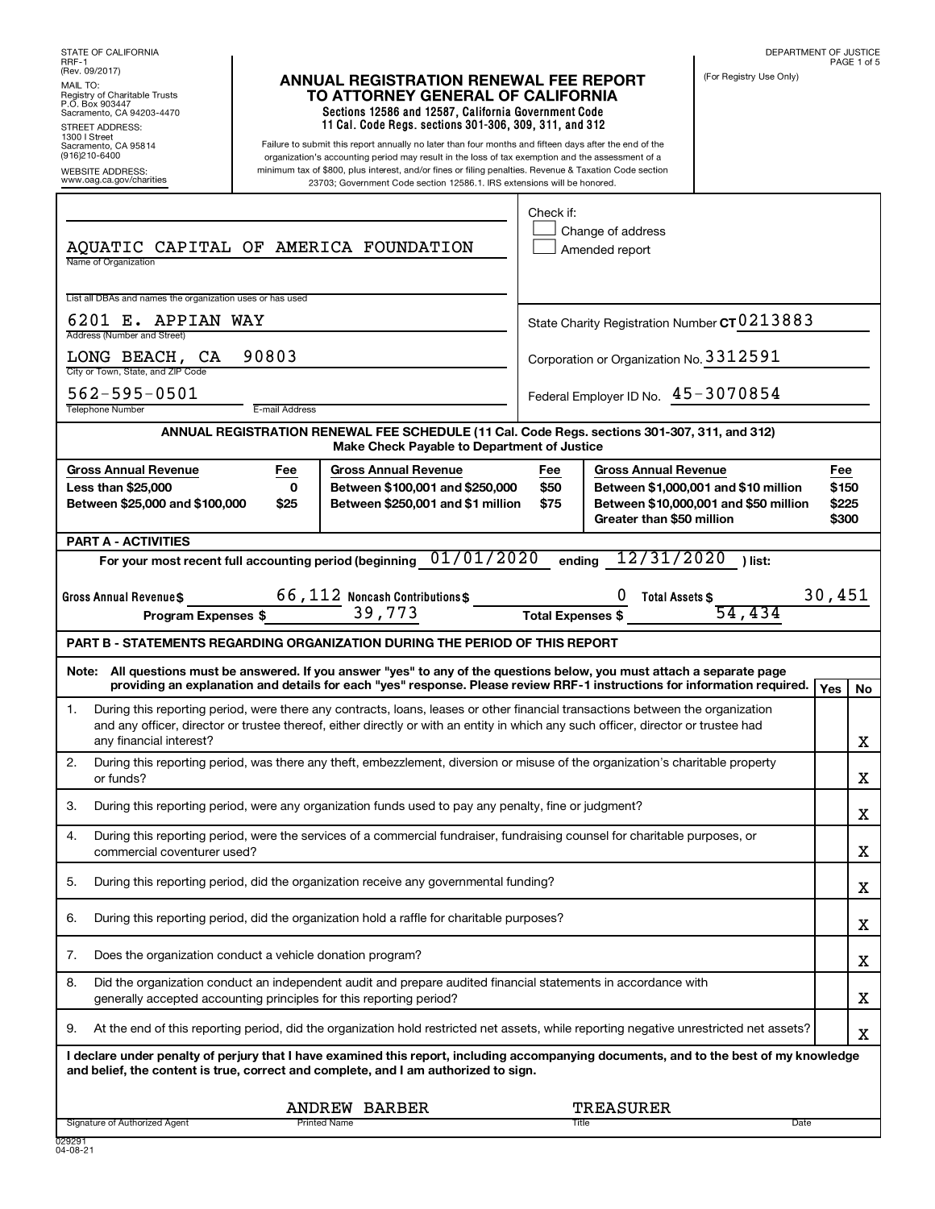STATE OF CALIFORNIA
RRF-1
(Rev. 09/2017)

MAIL TO:
Registry of Charitable Trusts
P.O. Box 903447
Sacramento, CA 94203-4470

STREET ADDRESS:
1300 I Street
Sacramento, CA 95814
(916)210-6400

WEBSITE ADDRESS:
www.oag.ca.gov/charities

# ANNUAL REGISTRATION RENEWAL FEE REPORT TO ATTORNEY GENERAL OF CALIFORNIA

**Sections 12586 and 12587, California Government Code**
**11 Cal. Code Regs. sections 301-306, 309, 311, and 312**

Failure to submit this report annually no later than four months and fifteen days after the end of the organization's accounting period may result in the loss of tax exemption and the assessment of a minimum tax of $800, plus interest, and/or fines or filing penalties. Revenue & Taxation Code section 23703; Government Code section 12586.1. IRS extensions will be honored.

DEPARTMENT OF JUSTICE

(For Registry Use Only)

AQUATIC CAPITAL OF AMERICA FOUNDATION
Name of Organization

Check if:
☐ Change of address
☐ Amended report

List all DBAs and names the organization uses or has used

6201 E. APPIAN WAY
Address (Number and Street)

LONG BEACH, CA 90803
City or Town, State, and ZIP Code

562-595-0501
Telephone Number

E-mail Address

State Charity Registration Number CT 0213883

Corporation or Organization No. 3312591

Federal Employer ID No. 45-3070854

**ANNUAL REGISTRATION RENEWAL FEE SCHEDULE (11 Cal. Code Regs. sections 301-307, 311, and 312)**
**Make Check Payable to Department of Justice**

| Gross Annual Revenue | Fee | Gross Annual Revenue | Fee | Gross Annual Revenue | Fee |
|---|---|---|---|---|---|
| Less than $25,000 | 0 | Between $100,001 and $250,000 | $50 | Between $1,000,001 and $10 million | $150 |
| Between $25,000 and $100,000 | $25 | Between $250,001 and $1 million | $75 | Between $10,000,001 and $50 million | $225 |
| | | | | Greater than $50 million | $300 |

**PART A - ACTIVITIES**

For your most recent full accounting period (beginning 01/01/2020 ending 12/31/2020 ) list:

Gross Annual Revenue $ 66,112 Noncash Contributions $ 0 Total Assets $ 30,451

Program Expenses $ 39,773 Total Expenses $ 54,434

**PART B - STATEMENTS REGARDING ORGANIZATION DURING THE PERIOD OF THIS REPORT**

**Note: All questions must be answered. If you answer "yes" to any of the questions below, you must attach a separate page providing an explanation and details for each "yes" response. Please review RRF-1 instructions for information required.**

| | Question | Yes | No |
|---|---|---|---|
| 1. | During this reporting period, were there any contracts, loans, leases or other financial transactions between the organization and any officer, director or trustee thereof, either directly or with an entity in which any such officer, director or trustee had any financial interest? | | X |
| 2. | During this reporting period, was there any theft, embezzlement, diversion or misuse of the organization's charitable property or funds? | | X |
| 3. | During this reporting period, were any organization funds used to pay any penalty, fine or judgment? | | X |
| 4. | During this reporting period, were the services of a commercial fundraiser, fundraising counsel for charitable purposes, or commercial coventurer used? | | X |
| 5. | During this reporting period, did the organization receive any governmental funding? | | X |
| 6. | During this reporting period, did the organization hold a raffle for charitable purposes? | | X |
| 7. | Does the organization conduct a vehicle donation program? | | X |
| 8. | Did the organization conduct an independent audit and prepare audited financial statements in accordance with generally accepted accounting principles for this reporting period? | | X |
| 9. | At the end of this reporting period, did the organization hold restricted net assets, while reporting negative unrestricted net assets? | | X |

**I declare under penalty of perjury that I have examined this report, including accompanying documents, and to the best of my knowledge and belief, the content is true, correct and complete, and I am authorized to sign.**

| Signature of Authorized Agent | Printed Name | Title | Date |
|---|---|---|---|
| | ANDREW BARBER | TREASURER | |

029291
04-08-21